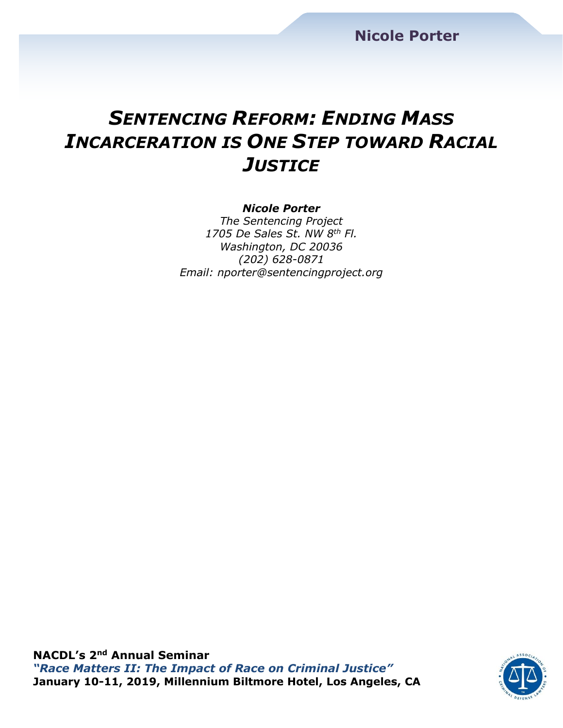# *SENTENCING REFORM: ENDING MASS INCARCERATION IS ONE STEP TOWARD RACIAL JUSTICE*

***Nicole Porter***
*The Sentencing Project*
*1705 De Sales St. NW 8th Fl.*
*Washington, DC 20036*
*(202) 628-0871*
*Email: nporter@sentencingproject.org*

**NACDL's 2nd Annual Seminar**
***"Race Matters II: The Impact of Race on Criminal Justice"***
**January 10-11, 2019, Millennium Biltmore Hotel, Los Angeles, CA**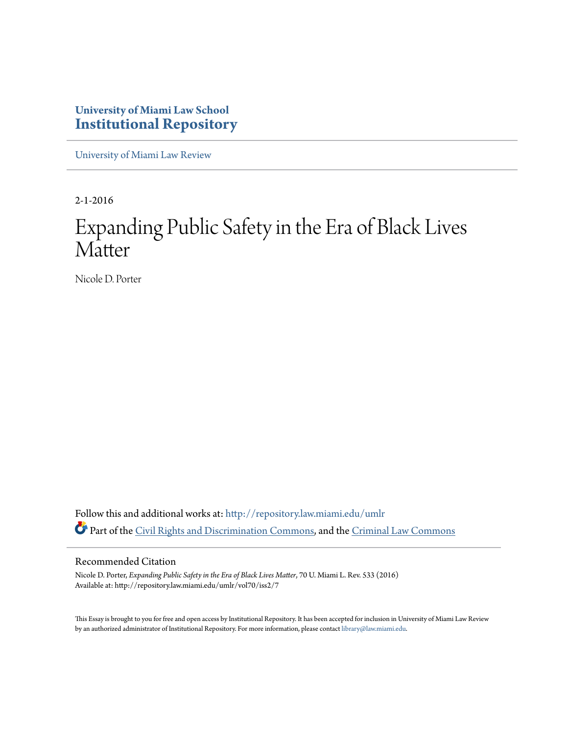University of Miami Law School
# Institutional Repository

University of Miami Law Review

2-1-2016

# Expanding Public Safety in the Era of Black Lives Matter

Nicole D. Porter

Follow this and additional works at: http://repository.law.miami.edu/umlr

Part of the Civil Rights and Discrimination Commons, and the Criminal Law Commons

## Recommended Citation

Nicole D. Porter, *Expanding Public Safety in the Era of Black Lives Matter*, 70 U. Miami L. Rev. 533 (2016)
Available at: http://repository.law.miami.edu/umlr/vol70/iss2/7

This Essay is brought to you for free and open access by Institutional Repository. It has been accepted for inclusion in University of Miami Law Review by an authorized administrator of Institutional Repository. For more information, please contact library@law.miami.edu.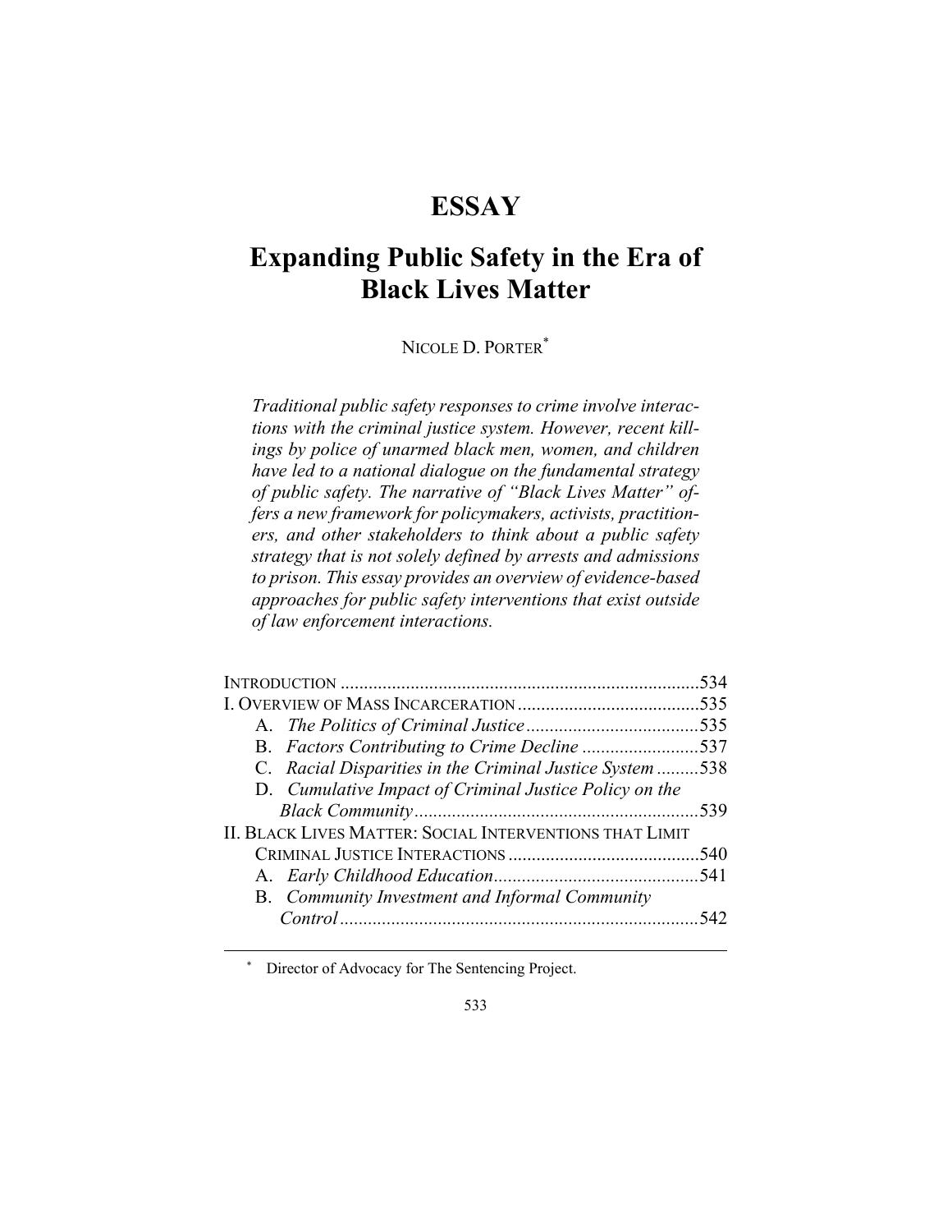# ESSAY

# Expanding Public Safety in the Era of Black Lives Matter

NICOLE D. PORTER[*]

*Traditional public safety responses to crime involve interactions with the criminal justice system. However, recent killings by police of unarmed black men, women, and children have led to a national dialogue on the fundamental strategy of public safety. The narrative of "Black Lives Matter" offers a new framework for policymakers, activists, practitioners, and other stakeholders to think about a public safety strategy that is not solely defined by arrests and admissions to prison. This essay provides an overview of evidence-based approaches for public safety interventions that exist outside of law enforcement interactions.*

INTRODUCTION ............................................................................534

I. OVERVIEW OF MASS INCARCERATION .......................................535

- A. *The Politics of Criminal Justice* .....................................535
- B. *Factors Contributing to Crime Decline* .........................537
- C. *Racial Disparities in the Criminal Justice System* .........538
- D. *Cumulative Impact of Criminal Justice Policy on the Black Community* .............................................................539

II. BLACK LIVES MATTER: SOCIAL INTERVENTIONS THAT LIMIT CRIMINAL JUSTICE INTERACTIONS .........................................540

- A. *Early Childhood Education* ............................................541
- B. *Community Investment and Informal Community Control* ............................................................................542

---

[*] Director of Advocacy for The Sentencing Project.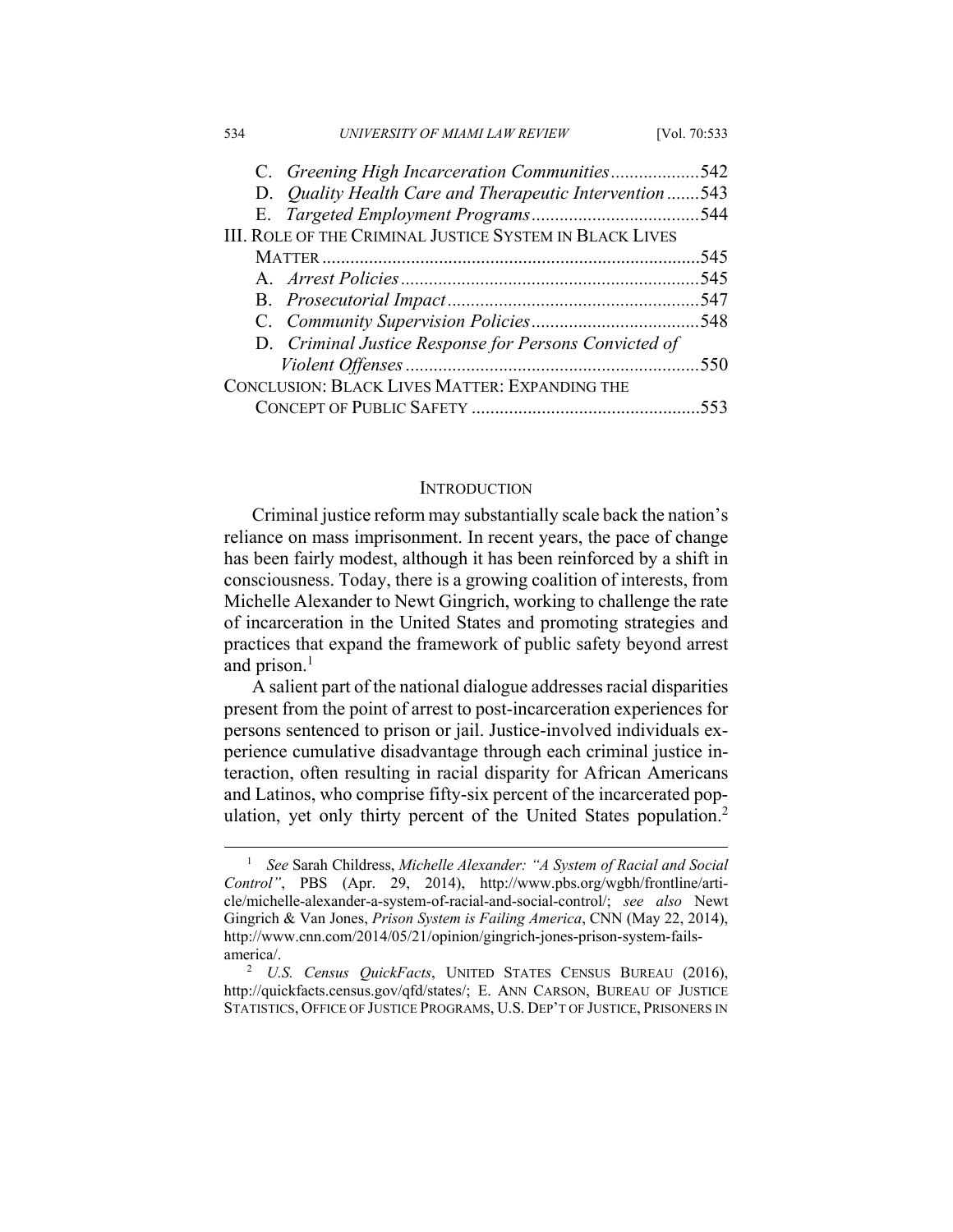C. *Greening High Incarceration Communities*..................542
D. *Quality Health Care and Therapeutic Intervention*.......543
E. *Targeted Employment Programs*...................................544

III. ROLE OF THE CRIMINAL JUSTICE SYSTEM IN BLACK LIVES MATTER.......................................................................................545
A. *Arrest Policies*...............................................................545
B. *Prosecutorial Impact*.....................................................547
C. *Community Supervision Policies*...................................548
D. *Criminal Justice Response for Persons Convicted of Violent Offenses*..............................................................550

CONCLUSION: BLACK LIVES MATTER: EXPANDING THE CONCEPT OF PUBLIC SAFETY ................................................553

## INTRODUCTION

Criminal justice reform may substantially scale back the nation's reliance on mass imprisonment. In recent years, the pace of change has been fairly modest, although it has been reinforced by a shift in consciousness. Today, there is a growing coalition of interests, from Michelle Alexander to Newt Gingrich, working to challenge the rate of incarceration in the United States and promoting strategies and practices that expand the framework of public safety beyond arrest and prison.[1]

A salient part of the national dialogue addresses racial disparities present from the point of arrest to post-incarceration experiences for persons sentenced to prison or jail. Justice-involved individuals experience cumulative disadvantage through each criminal justice interaction, often resulting in racial disparity for African Americans and Latinos, who comprise fifty-six percent of the incarcerated population, yet only thirty percent of the United States population.[2]

---

[1] *See* Sarah Childress, *Michelle Alexander: "A System of Racial and Social Control"*, PBS (Apr. 29, 2014), http://www.pbs.org/wgbh/frontline/article/michelle-alexander-a-system-of-racial-and-social-control/; *see also* Newt Gingrich & Van Jones, *Prison System is Failing America*, CNN (May 22, 2014), http://www.cnn.com/2014/05/21/opinion/gingrich-jones-prison-system-fails-america/.

[2] *U.S. Census QuickFacts*, UNITED STATES CENSUS BUREAU (2016), http://quickfacts.census.gov/qfd/states/; E. ANN CARSON, BUREAU OF JUSTICE STATISTICS, OFFICE OF JUSTICE PROGRAMS, U.S. DEP'T OF JUSTICE, PRISONERS IN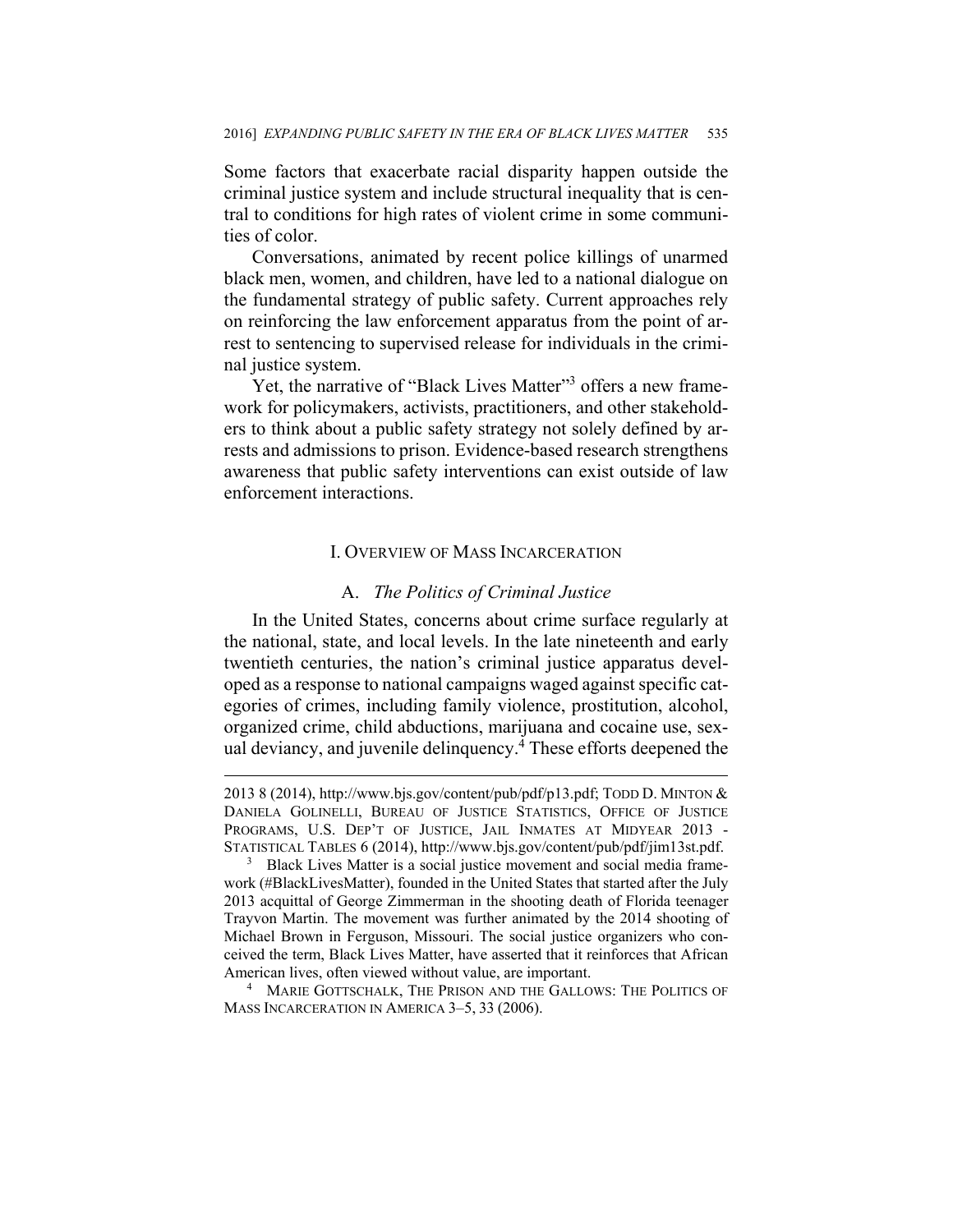Some factors that exacerbate racial disparity happen outside the criminal justice system and include structural inequality that is central to conditions for high rates of violent crime in some communities of color.

Conversations, animated by recent police killings of unarmed black men, women, and children, have led to a national dialogue on the fundamental strategy of public safety. Current approaches rely on reinforcing the law enforcement apparatus from the point of arrest to sentencing to supervised release for individuals in the criminal justice system.

Yet, the narrative of "Black Lives Matter"[3] offers a new framework for policymakers, activists, practitioners, and other stakeholders to think about a public safety strategy not solely defined by arrests and admissions to prison. Evidence-based research strengthens awareness that public safety interventions can exist outside of law enforcement interactions.

## I. Overview of Mass Incarceration

### A. *The Politics of Criminal Justice*

In the United States, concerns about crime surface regularly at the national, state, and local levels. In the late nineteenth and early twentieth centuries, the nation's criminal justice apparatus developed as a response to national campaigns waged against specific categories of crimes, including family violence, prostitution, alcohol, organized crime, child abductions, marijuana and cocaine use, sexual deviancy, and juvenile delinquency.[4] These efforts deepened the

---

2013 8 (2014), http://www.bjs.gov/content/pub/pdf/p13.pdf; Todd D. Minton & Daniela Golinelli, Bureau of Justice Statistics, Office of Justice Programs, U.S. Dep't of Justice, Jail Inmates at Midyear 2013 - Statistical Tables 6 (2014), http://www.bjs.gov/content/pub/pdf/jim13st.pdf.

[3] Black Lives Matter is a social justice movement and social media framework (#BlackLivesMatter), founded in the United States that started after the July 2013 acquittal of George Zimmerman in the shooting death of Florida teenager Trayvon Martin. The movement was further animated by the 2014 shooting of Michael Brown in Ferguson, Missouri. The social justice organizers who conceived the term, Black Lives Matter, have asserted that it reinforces that African American lives, often viewed without value, are important.

[4] Marie Gottschalk, The Prison and the Gallows: The Politics of Mass Incarceration in America 3–5, 33 (2006).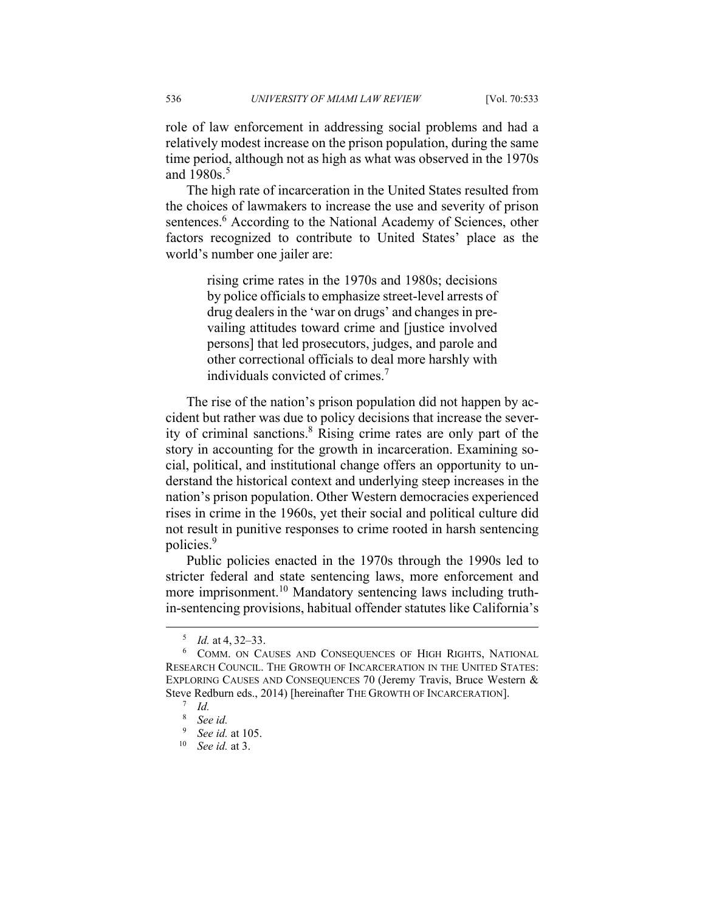role of law enforcement in addressing social problems and had a relatively modest increase on the prison population, during the same time period, although not as high as what was observed in the 1970s and 1980s.[5]

The high rate of incarceration in the United States resulted from the choices of lawmakers to increase the use and severity of prison sentences.[6] According to the National Academy of Sciences, other factors recognized to contribute to United States' place as the world's number one jailer are:

> rising crime rates in the 1970s and 1980s; decisions by police officials to emphasize street-level arrests of drug dealers in the 'war on drugs' and changes in prevailing attitudes toward crime and [justice involved persons] that led prosecutors, judges, and parole and other correctional officials to deal more harshly with individuals convicted of crimes.[7]

The rise of the nation's prison population did not happen by accident but rather was due to policy decisions that increase the severity of criminal sanctions.[8] Rising crime rates are only part of the story in accounting for the growth in incarceration. Examining social, political, and institutional change offers an opportunity to understand the historical context and underlying steep increases in the nation's prison population. Other Western democracies experienced rises in crime in the 1960s, yet their social and political culture did not result in punitive responses to crime rooted in harsh sentencing policies.[9]

Public policies enacted in the 1970s through the 1990s led to stricter federal and state sentencing laws, more enforcement and more imprisonment.[10] Mandatory sentencing laws including truth-in-sentencing provisions, habitual offender statutes like California's

---

[5] *Id.* at 4, 32–33.

[6] COMM. ON CAUSES AND CONSEQUENCES OF HIGH RIGHTS, NATIONAL RESEARCH COUNCIL. THE GROWTH OF INCARCERATION IN THE UNITED STATES: EXPLORING CAUSES AND CONSEQUENCES 70 (Jeremy Travis, Bruce Western & Steve Redburn eds., 2014) [hereinafter THE GROWTH OF INCARCERATION].

[7] *Id.*

[8] *See id.*

[9] *See id.* at 105.

[10] *See id.* at 3.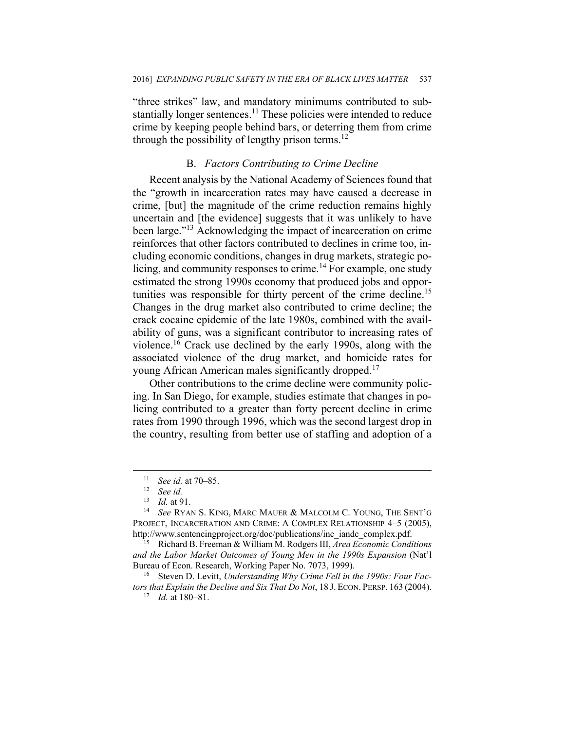"three strikes" law, and mandatory minimums contributed to substantially longer sentences.[11] These policies were intended to reduce crime by keeping people behind bars, or deterring them from crime through the possibility of lengthy prison terms.[12]

### B. *Factors Contributing to Crime Decline*

Recent analysis by the National Academy of Sciences found that the "growth in incarceration rates may have caused a decrease in crime, [but] the magnitude of the crime reduction remains highly uncertain and [the evidence] suggests that it was unlikely to have been large."[13] Acknowledging the impact of incarceration on crime reinforces that other factors contributed to declines in crime too, including economic conditions, changes in drug markets, strategic policing, and community responses to crime.[14] For example, one study estimated the strong 1990s economy that produced jobs and opportunities was responsible for thirty percent of the crime decline.[15] Changes in the drug market also contributed to crime decline; the crack cocaine epidemic of the late 1980s, combined with the availability of guns, was a significant contributor to increasing rates of violence.[16] Crack use declined by the early 1990s, along with the associated violence of the drug market, and homicide rates for young African American males significantly dropped.[17]

Other contributions to the crime decline were community policing. In San Diego, for example, studies estimate that changes in policing contributed to a greater than forty percent decline in crime rates from 1990 through 1996, which was the second largest drop in the country, resulting from better use of staffing and adoption of a

---

[11] *See id.* at 70–85.

[12] *See id.*

[13] *Id.* at 91.

[14] *See* RYAN S. KING, MARC MAUER & MALCOLM C. YOUNG, THE SENT'G PROJECT, INCARCERATION AND CRIME: A COMPLEX RELATIONSHIP 4–5 (2005), http://www.sentencingproject.org/doc/publications/inc_iandc_complex.pdf.

[15] Richard B. Freeman & William M. Rodgers III, *Area Economic Conditions and the Labor Market Outcomes of Young Men in the 1990s Expansion* (Nat'l Bureau of Econ. Research, Working Paper No. 7073, 1999).

[16] Steven D. Levitt, *Understanding Why Crime Fell in the 1990s: Four Factors that Explain the Decline and Six That Do Not*, 18 J. ECON. PERSP. 163 (2004).

[17] *Id.* at 180–81.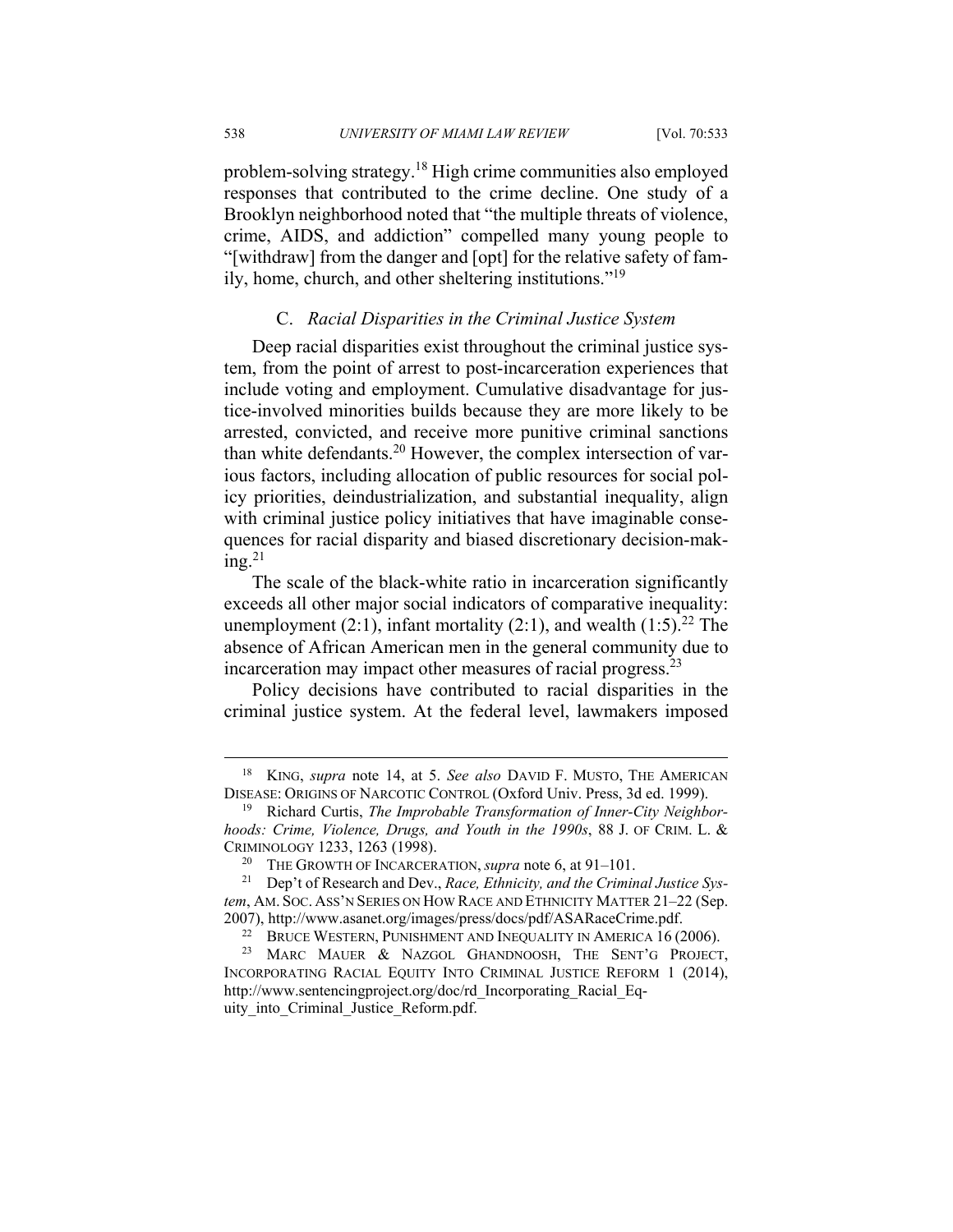problem-solving strategy.[18] High crime communities also employed responses that contributed to the crime decline. One study of a Brooklyn neighborhood noted that "the multiple threats of violence, crime, AIDS, and addiction" compelled many young people to "[withdraw] from the danger and [opt] for the relative safety of family, home, church, and other sheltering institutions."[19]

### C. *Racial Disparities in the Criminal Justice System*

Deep racial disparities exist throughout the criminal justice system, from the point of arrest to post-incarceration experiences that include voting and employment. Cumulative disadvantage for justice-involved minorities builds because they are more likely to be arrested, convicted, and receive more punitive criminal sanctions than white defendants.[20] However, the complex intersection of various factors, including allocation of public resources for social policy priorities, deindustrialization, and substantial inequality, align with criminal justice policy initiatives that have imaginable consequences for racial disparity and biased discretionary decision-making.[21]

The scale of the black-white ratio in incarceration significantly exceeds all other major social indicators of comparative inequality: unemployment (2:1), infant mortality (2:1), and wealth (1:5).[22] The absence of African American men in the general community due to incarceration may impact other measures of racial progress.[23]

Policy decisions have contributed to racial disparities in the criminal justice system. At the federal level, lawmakers imposed

---

[18] KING, *supra* note 14, at 5. *See also* DAVID F. MUSTO, THE AMERICAN DISEASE: ORIGINS OF NARCOTIC CONTROL (Oxford Univ. Press, 3d ed. 1999).

[19] Richard Curtis, *The Improbable Transformation of Inner-City Neighborhoods: Crime, Violence, Drugs, and Youth in the 1990s*, 88 J. OF CRIM. L. & CRIMINOLOGY 1233, 1263 (1998).

[20] THE GROWTH OF INCARCERATION, *supra* note 6, at 91–101.

[21] Dep't of Research and Dev., *Race, Ethnicity, and the Criminal Justice System*, AM. SOC. ASS'N SERIES ON HOW RACE AND ETHNICITY MATTER 21–22 (Sep. 2007), http://www.asanet.org/images/press/docs/pdf/ASARaceCrime.pdf.

[22] BRUCE WESTERN, PUNISHMENT AND INEQUALITY IN AMERICA 16 (2006).

[23] MARC MAUER & NAZGOL GHANDNOOSH, THE SENT'G PROJECT, INCORPORATING RACIAL EQUITY INTO CRIMINAL JUSTICE REFORM 1 (2014), http://www.sentencingproject.org/doc/rd_Incorporating_Racial_Equity_into_Criminal_Justice_Reform.pdf.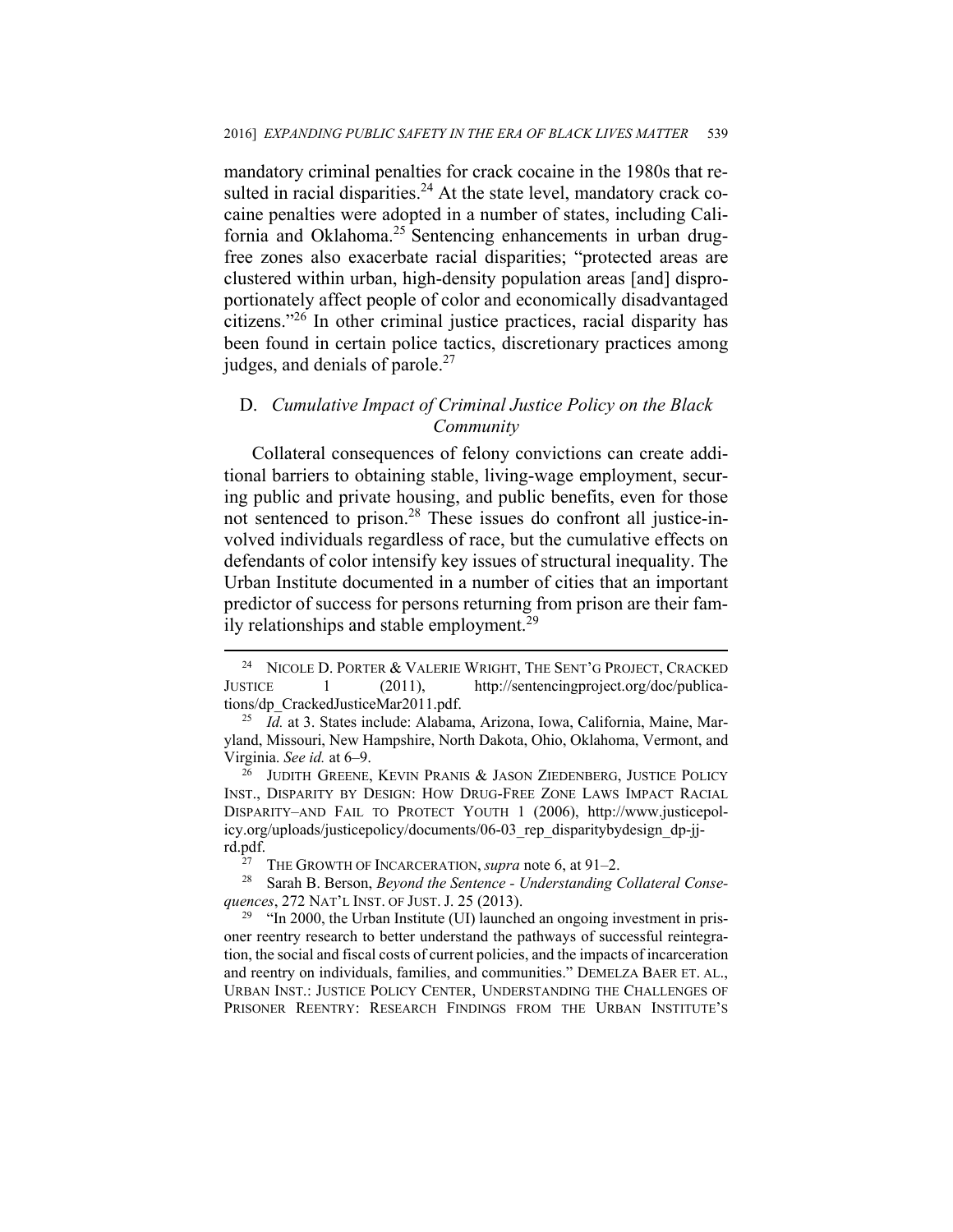mandatory criminal penalties for crack cocaine in the 1980s that resulted in racial disparities.[24] At the state level, mandatory crack cocaine penalties were adopted in a number of states, including California and Oklahoma.[25] Sentencing enhancements in urban drug-free zones also exacerbate racial disparities; "protected areas are clustered within urban, high-density population areas [and] disproportionately affect people of color and economically disadvantaged citizens."[26] In other criminal justice practices, racial disparity has been found in certain police tactics, discretionary practices among judges, and denials of parole.[27]

## D. *Cumulative Impact of Criminal Justice Policy on the Black Community*

Collateral consequences of felony convictions can create additional barriers to obtaining stable, living-wage employment, securing public and private housing, and public benefits, even for those not sentenced to prison.[28] These issues do confront all justice-involved individuals regardless of race, but the cumulative effects on defendants of color intensify key issues of structural inequality. The Urban Institute documented in a number of cities that an important predictor of success for persons returning from prison are their family relationships and stable employment.[29]

---

[24] NICOLE D. PORTER & VALERIE WRIGHT, THE SENT'G PROJECT, CRACKED JUSTICE 1 (2011), http://sentencingproject.org/doc/publications/dp_CrackedJusticeMar2011.pdf.

[25] *Id.* at 3. States include: Alabama, Arizona, Iowa, California, Maine, Maryland, Missouri, New Hampshire, North Dakota, Ohio, Oklahoma, Vermont, and Virginia. *See id.* at 6–9.

[26] JUDITH GREENE, KEVIN PRANIS & JASON ZIEDENBERG, JUSTICE POLICY INST., DISPARITY BY DESIGN: HOW DRUG-FREE ZONE LAWS IMPACT RACIAL DISPARITY–AND FAIL TO PROTECT YOUTH 1 (2006), http://www.justicepolicy.org/uploads/justicepolicy/documents/06-03_rep_disparitybydesign_dp-jj-rd.pdf.

[27] THE GROWTH OF INCARCERATION, *supra* note 6, at 91–2.

[28] Sarah B. Berson, *Beyond the Sentence - Understanding Collateral Consequences*, 272 NAT'L INST. OF JUST. J. 25 (2013).

[29] "In 2000, the Urban Institute (UI) launched an ongoing investment in prisoner reentry research to better understand the pathways of successful reintegration, the social and fiscal costs of current policies, and the impacts of incarceration and reentry on individuals, families, and communities." DEMELZA BAER ET. AL., URBAN INST.: JUSTICE POLICY CENTER, UNDERSTANDING THE CHALLENGES OF PRISONER REENTRY: RESEARCH FINDINGS FROM THE URBAN INSTITUTE'S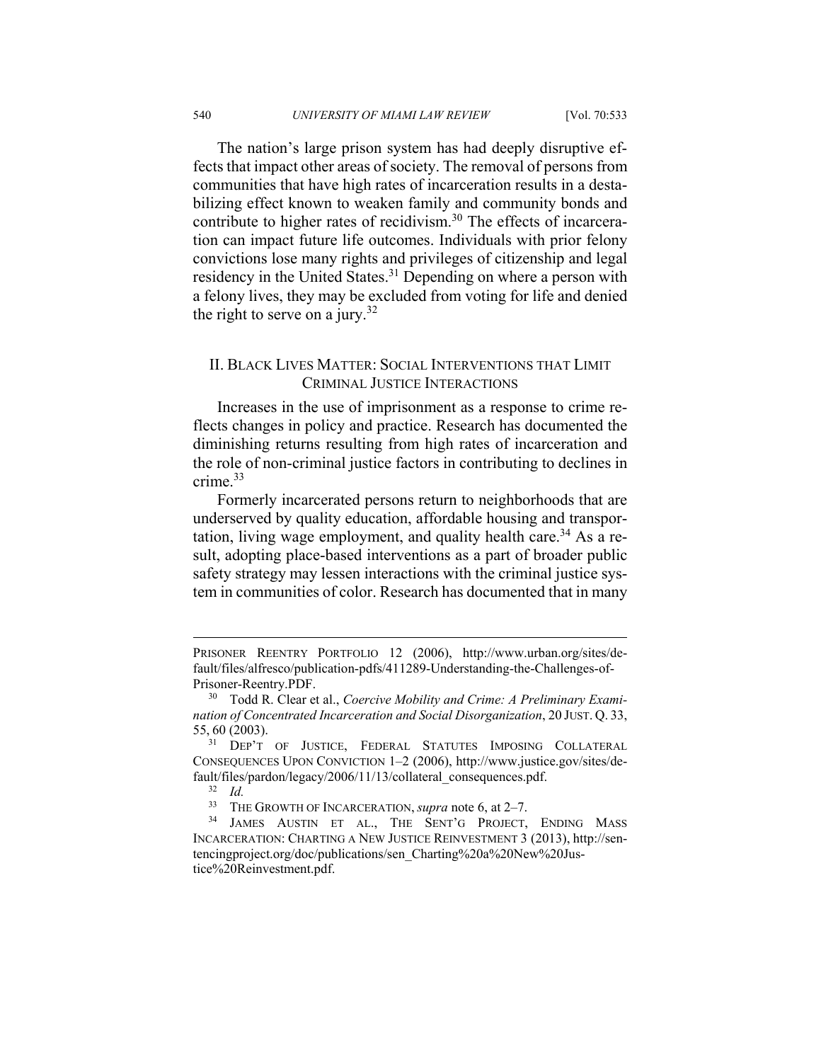The nation's large prison system has had deeply disruptive effects that impact other areas of society. The removal of persons from communities that have high rates of incarceration results in a destabilizing effect known to weaken family and community bonds and contribute to higher rates of recidivism.[30] The effects of incarceration can impact future life outcomes. Individuals with prior felony convictions lose many rights and privileges of citizenship and legal residency in the United States.[31] Depending on where a person with a felony lives, they may be excluded from voting for life and denied the right to serve on a jury.[32]

## II. BLACK LIVES MATTER: SOCIAL INTERVENTIONS THAT LIMIT CRIMINAL JUSTICE INTERACTIONS

Increases in the use of imprisonment as a response to crime reflects changes in policy and practice. Research has documented the diminishing returns resulting from high rates of incarceration and the role of non-criminal justice factors in contributing to declines in crime.[33]

Formerly incarcerated persons return to neighborhoods that are underserved by quality education, affordable housing and transportation, living wage employment, and quality health care.[34] As a result, adopting place-based interventions as a part of broader public safety strategy may lessen interactions with the criminal justice system in communities of color. Research has documented that in many

---

PRISONER REENTRY PORTFOLIO 12 (2006), http://www.urban.org/sites/default/files/alfresco/publication-pdfs/411289-Understanding-the-Challenges-of-Prisoner-Reentry.PDF.

[30] Todd R. Clear et al., *Coercive Mobility and Crime: A Preliminary Examination of Concentrated Incarceration and Social Disorganization*, 20 JUST. Q. 33, 55, 60 (2003).

[31] DEP'T OF JUSTICE, FEDERAL STATUTES IMPOSING COLLATERAL CONSEQUENCES UPON CONVICTION 1–2 (2006), http://www.justice.gov/sites/default/files/pardon/legacy/2006/11/13/collateral_consequences.pdf.

[32] *Id.*

[33] THE GROWTH OF INCARCERATION, *supra* note 6, at 2–7.

[34] JAMES AUSTIN ET AL., THE SENT'G PROJECT, ENDING MASS INCARCERATION: CHARTING A NEW JUSTICE REINVESTMENT 3 (2013), http://sentencingproject.org/doc/publications/sen_Charting%20a%20New%20Justice%20Reinvestment.pdf.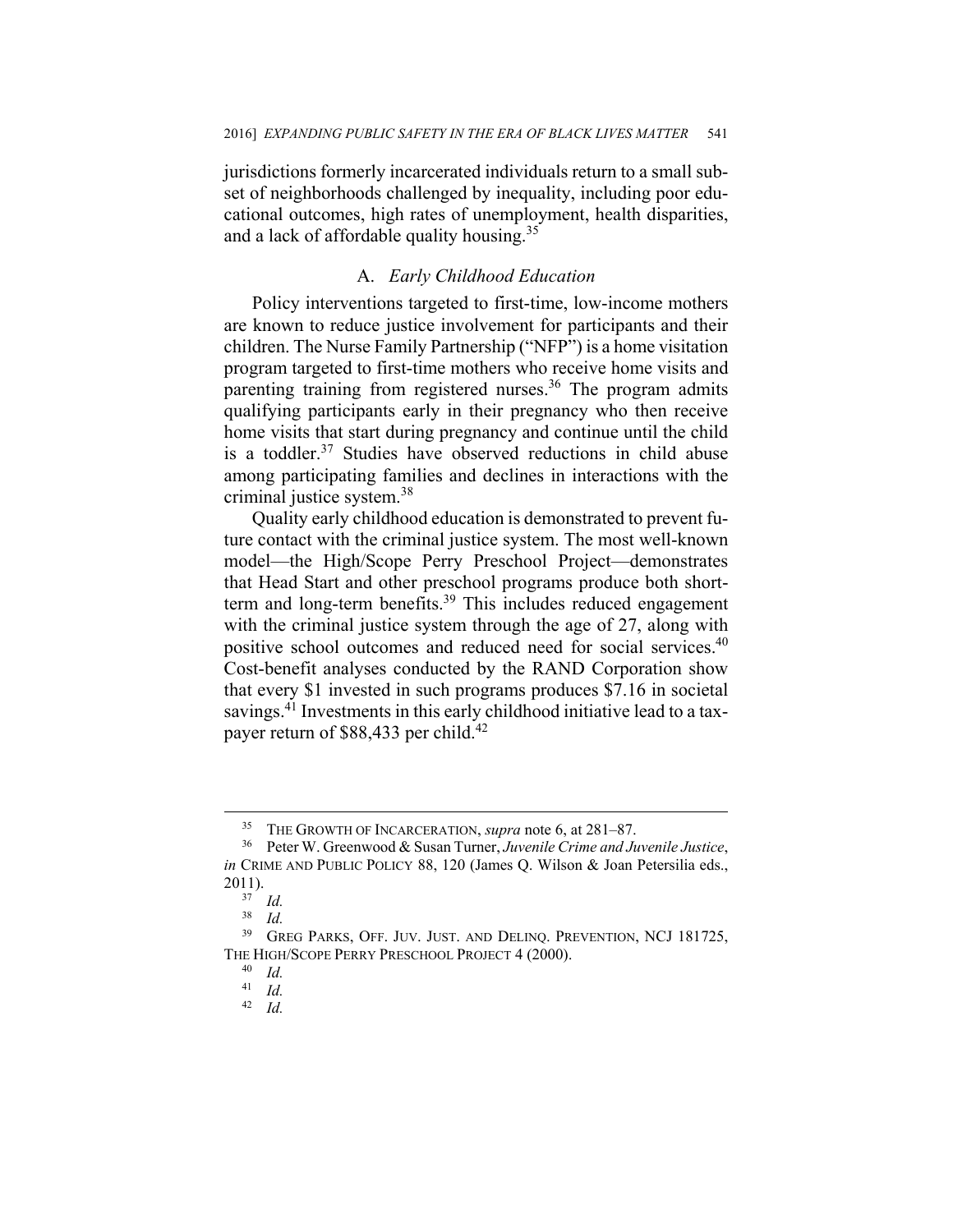jurisdictions formerly incarcerated individuals return to a small subset of neighborhoods challenged by inequality, including poor educational outcomes, high rates of unemployment, health disparities, and a lack of affordable quality housing.[35]

### A. *Early Childhood Education*

Policy interventions targeted to first-time, low-income mothers are known to reduce justice involvement for participants and their children. The Nurse Family Partnership ("NFP") is a home visitation program targeted to first-time mothers who receive home visits and parenting training from registered nurses.[36] The program admits qualifying participants early in their pregnancy who then receive home visits that start during pregnancy and continue until the child is a toddler.[37] Studies have observed reductions in child abuse among participating families and declines in interactions with the criminal justice system.[38]

Quality early childhood education is demonstrated to prevent future contact with the criminal justice system. The most well-known model—the High/Scope Perry Preschool Project—demonstrates that Head Start and other preschool programs produce both short-term and long-term benefits.[39] This includes reduced engagement with the criminal justice system through the age of 27, along with positive school outcomes and reduced need for social services.[40] Cost-benefit analyses conducted by the RAND Corporation show that every $1 invested in such programs produces $7.16 in societal savings.[41] Investments in this early childhood initiative lead to a taxpayer return of $88,433 per child.[42]

---

[35] THE GROWTH OF INCARCERATION, *supra* note 6, at 281–87.

[36] Peter W. Greenwood & Susan Turner, *Juvenile Crime and Juvenile Justice*, *in* CRIME AND PUBLIC POLICY 88, 120 (James Q. Wilson & Joan Petersilia eds., 2011).

[37] *Id.*

[38] *Id.*

[39] GREG PARKS, OFF. JUV. JUST. AND DELINQ. PREVENTION, NCJ 181725, THE HIGH/SCOPE PERRY PRESCHOOL PROJECT 4 (2000).

[40] *Id.*

[41] *Id.*

[42] *Id.*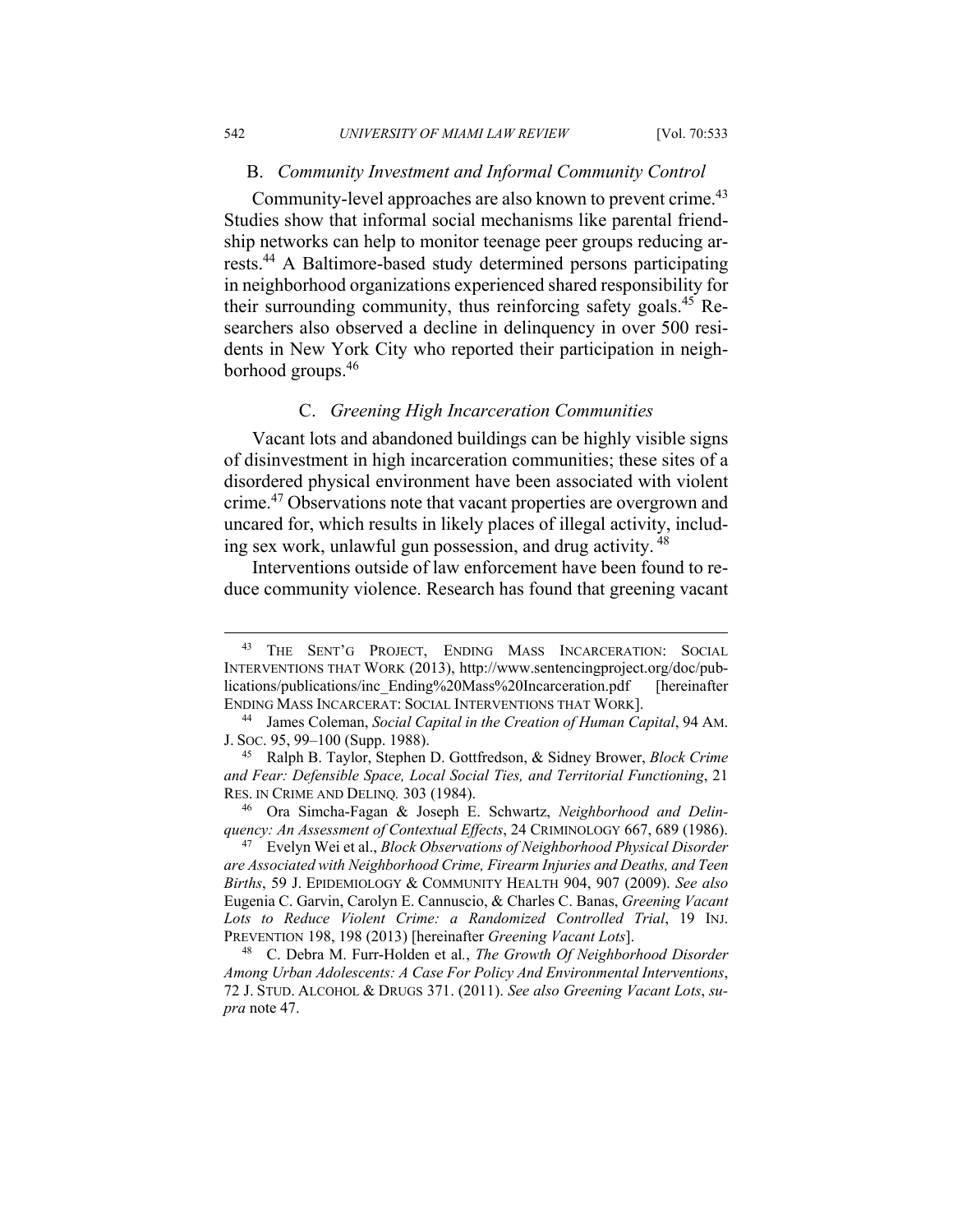## B. *Community Investment and Informal Community Control*

Community-level approaches are also known to prevent crime.[43] Studies show that informal social mechanisms like parental friendship networks can help to monitor teenage peer groups reducing arrests.[44] A Baltimore-based study determined persons participating in neighborhood organizations experienced shared responsibility for their surrounding community, thus reinforcing safety goals.[45] Researchers also observed a decline in delinquency in over 500 residents in New York City who reported their participation in neighborhood groups.[46]

## C. *Greening High Incarceration Communities*

Vacant lots and abandoned buildings can be highly visible signs of disinvestment in high incarceration communities; these sites of a disordered physical environment have been associated with violent crime.[47] Observations note that vacant properties are overgrown and uncared for, which results in likely places of illegal activity, including sex work, unlawful gun possession, and drug activity.[48]

Interventions outside of law enforcement have been found to reduce community violence. Research has found that greening vacant

---

[43] THE SENT'G PROJECT, ENDING MASS INCARCERATION: SOCIAL INTERVENTIONS THAT WORK (2013), http://www.sentencingproject.org/doc/publications/publications/inc_Ending%20Mass%20Incarceration.pdf [hereinafter ENDING MASS INCARCERAT: SOCIAL INTERVENTIONS THAT WORK].

[44] James Coleman, *Social Capital in the Creation of Human Capital*, 94 AM. J. SOC. 95, 99–100 (Supp. 1988).

[45] Ralph B. Taylor, Stephen D. Gottfredson, & Sidney Brower, *Block Crime and Fear: Defensible Space, Local Social Ties, and Territorial Functioning*, 21 RES. IN CRIME AND DELINQ. 303 (1984).

[46] Ora Simcha-Fagan & Joseph E. Schwartz, *Neighborhood and Delinquency: An Assessment of Contextual Effects*, 24 CRIMINOLOGY 667, 689 (1986).

[47] Evelyn Wei et al., *Block Observations of Neighborhood Physical Disorder are Associated with Neighborhood Crime, Firearm Injuries and Deaths, and Teen Births*, 59 J. EPIDEMIOLOGY & COMMUNITY HEALTH 904, 907 (2009). *See also* Eugenia C. Garvin, Carolyn E. Cannuscio, & Charles C. Banas, *Greening Vacant Lots to Reduce Violent Crime: a Randomized Controlled Trial*, 19 INJ. PREVENTION 198, 198 (2013) [hereinafter *Greening Vacant Lots*].

[48] C. Debra M. Furr-Holden et al., *The Growth Of Neighborhood Disorder Among Urban Adolescents: A Case For Policy And Environmental Interventions*, 72 J. STUD. ALCOHOL & DRUGS 371. (2011). *See also Greening Vacant Lots*, *supra* note 47.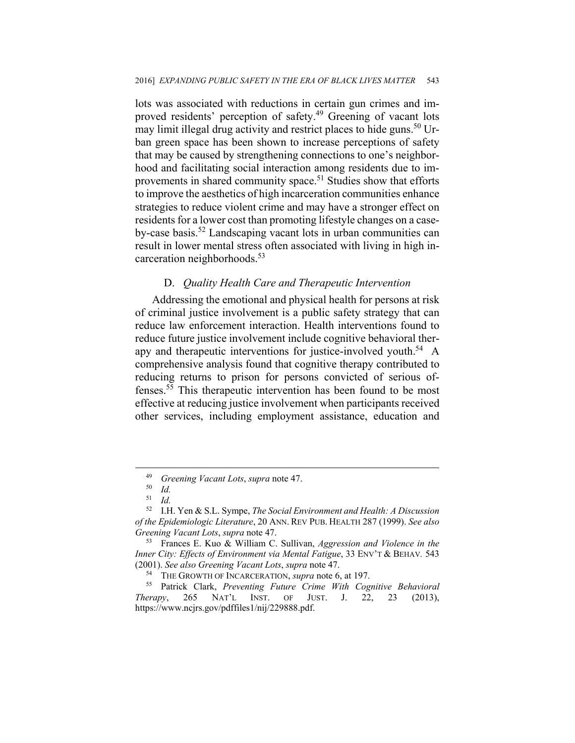lots was associated with reductions in certain gun crimes and improved residents' perception of safety.[49] Greening of vacant lots may limit illegal drug activity and restrict places to hide guns.[50] Urban green space has been shown to increase perceptions of safety that may be caused by strengthening connections to one's neighborhood and facilitating social interaction among residents due to improvements in shared community space.[51] Studies show that efforts to improve the aesthetics of high incarceration communities enhance strategies to reduce violent crime and may have a stronger effect on residents for a lower cost than promoting lifestyle changes on a case-by-case basis.[52] Landscaping vacant lots in urban communities can result in lower mental stress often associated with living in high incarceration neighborhoods.[53]

### D. *Quality Health Care and Therapeutic Intervention*

Addressing the emotional and physical health for persons at risk of criminal justice involvement is a public safety strategy that can reduce law enforcement interaction. Health interventions found to reduce future justice involvement include cognitive behavioral therapy and therapeutic interventions for justice-involved youth.[54] A comprehensive analysis found that cognitive therapy contributed to reducing returns to prison for persons convicted of serious offenses.[55] This therapeutic intervention has been found to be most effective at reducing justice involvement when participants received other services, including employment assistance, education and

---

[49] *Greening Vacant Lots*, *supra* note 47.

[50] *Id.*

[51] *Id.*

[52] I.H. Yen & S.L. Sympe, *The Social Environment and Health: A Discussion of the Epidemiologic Literature*, 20 ANN. REV PUB. HEALTH 287 (1999). *See also Greening Vacant Lots*, *supra* note 47.

[53] Frances E. Kuo & William C. Sullivan, *Aggression and Violence in the Inner City: Effects of Environment via Mental Fatigue*, 33 ENV'T & BEHAV. 543 (2001). *See also Greening Vacant Lots*, *supra* note 47.

[54] THE GROWTH OF INCARCERATION, *supra* note 6, at 197.

[55] Patrick Clark, *Preventing Future Crime With Cognitive Behavioral Therapy*, 265 NAT'L INST. OF JUST. J. 22, 23 (2013), https://www.ncjrs.gov/pdffiles1/nij/229888.pdf.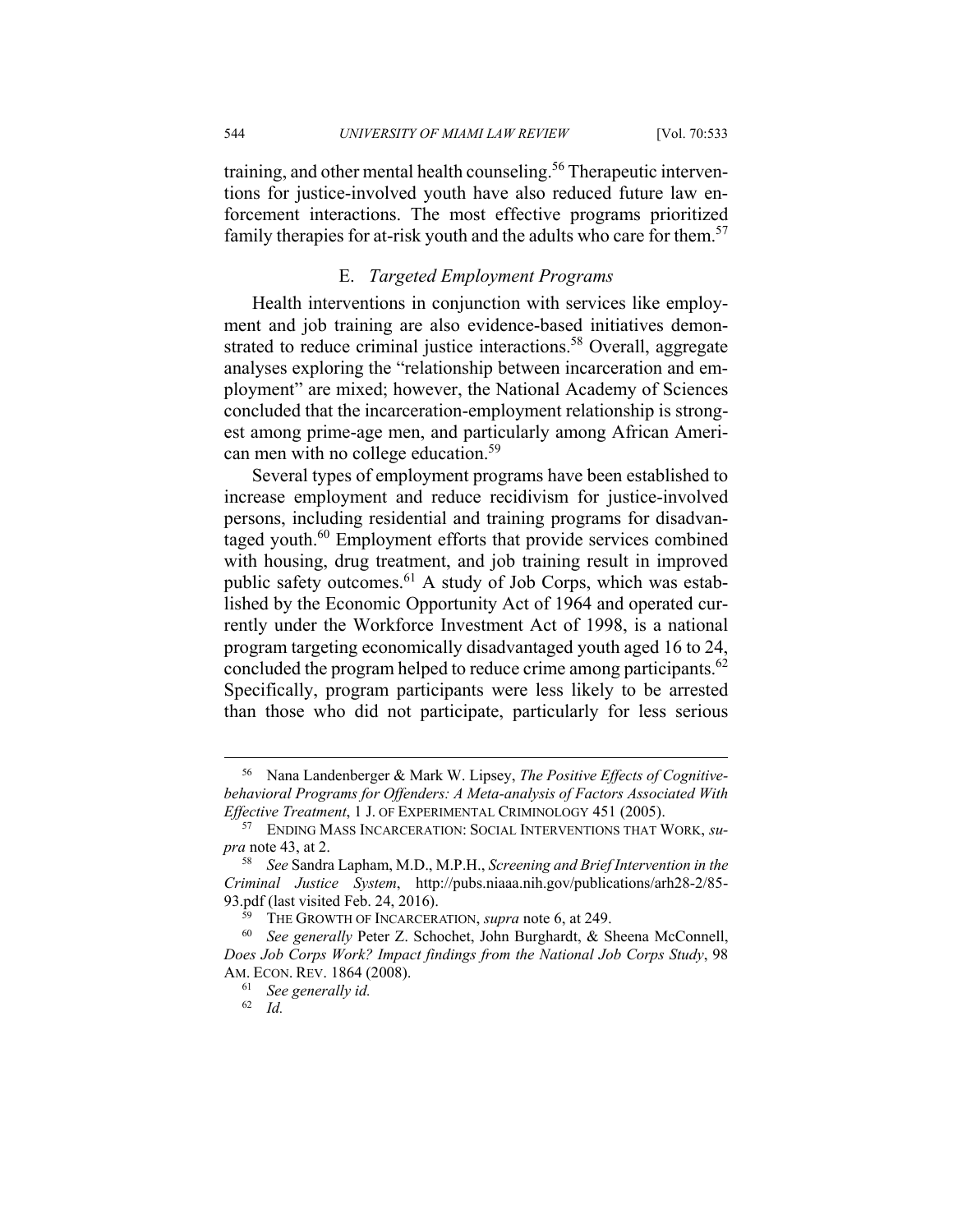training, and other mental health counseling.[56] Therapeutic interventions for justice-involved youth have also reduced future law enforcement interactions. The most effective programs prioritized family therapies for at-risk youth and the adults who care for them.[57]

### E. *Targeted Employment Programs*

Health interventions in conjunction with services like employment and job training are also evidence-based initiatives demonstrated to reduce criminal justice interactions.[58] Overall, aggregate analyses exploring the "relationship between incarceration and employment" are mixed; however, the National Academy of Sciences concluded that the incarceration-employment relationship is strongest among prime-age men, and particularly among African American men with no college education.[59]

Several types of employment programs have been established to increase employment and reduce recidivism for justice-involved persons, including residential and training programs for disadvantaged youth.[60] Employment efforts that provide services combined with housing, drug treatment, and job training result in improved public safety outcomes.[61] A study of Job Corps, which was established by the Economic Opportunity Act of 1964 and operated currently under the Workforce Investment Act of 1998, is a national program targeting economically disadvantaged youth aged 16 to 24, concluded the program helped to reduce crime among participants.[62] Specifically, program participants were less likely to be arrested than those who did not participate, particularly for less serious

---

[56] Nana Landenberger & Mark W. Lipsey, *The Positive Effects of Cognitive-behavioral Programs for Offenders: A Meta-analysis of Factors Associated With Effective Treatment*, 1 J. OF EXPERIMENTAL CRIMINOLOGY 451 (2005).

[57] ENDING MASS INCARCERATION: SOCIAL INTERVENTIONS THAT WORK, *supra* note 43, at 2.

[58] *See* Sandra Lapham, M.D., M.P.H., *Screening and Brief Intervention in the Criminal Justice System*, http://pubs.niaaa.nih.gov/publications/arh28-2/85-93.pdf (last visited Feb. 24, 2016).

[59] THE GROWTH OF INCARCERATION, *supra* note 6, at 249.

[60] *See generally* Peter Z. Schochet, John Burghardt, & Sheena McConnell, *Does Job Corps Work? Impact findings from the National Job Corps Study*, 98 AM. ECON. REV. 1864 (2008).

[61] *See generally id.*

[62] *Id.*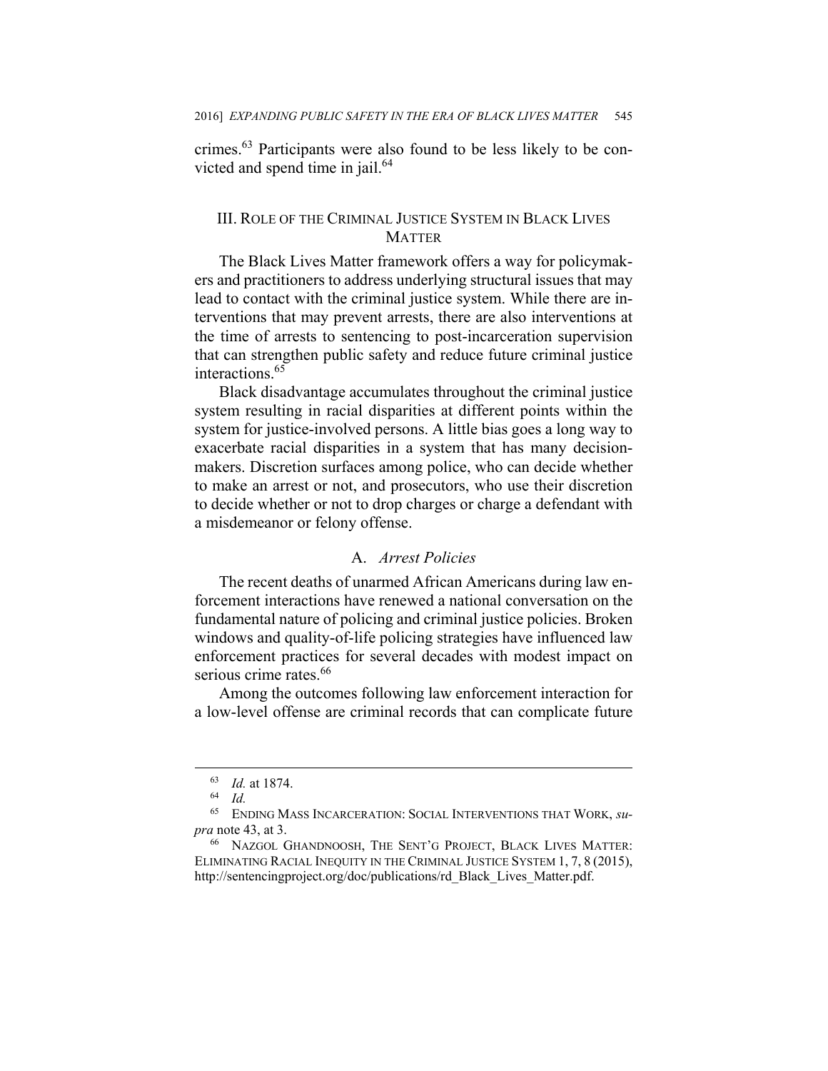crimes.[63] Participants were also found to be less likely to be convicted and spend time in jail.[64]

## III. Role of the Criminal Justice System in Black Lives Matter

The Black Lives Matter framework offers a way for policymakers and practitioners to address underlying structural issues that may lead to contact with the criminal justice system. While there are interventions that may prevent arrests, there are also interventions at the time of arrests to sentencing to post-incarceration supervision that can strengthen public safety and reduce future criminal justice interactions.[65]

Black disadvantage accumulates throughout the criminal justice system resulting in racial disparities at different points within the system for justice-involved persons. A little bias goes a long way to exacerbate racial disparities in a system that has many decision-makers. Discretion surfaces among police, who can decide whether to make an arrest or not, and prosecutors, who use their discretion to decide whether or not to drop charges or charge a defendant with a misdemeanor or felony offense.

### A. *Arrest Policies*

The recent deaths of unarmed African Americans during law enforcement interactions have renewed a national conversation on the fundamental nature of policing and criminal justice policies. Broken windows and quality-of-life policing strategies have influenced law enforcement practices for several decades with modest impact on serious crime rates.[66]

Among the outcomes following law enforcement interaction for a low-level offense are criminal records that can complicate future

---

[63] *Id.* at 1874.

[64] *Id.*

[65] ENDING MASS INCARCERATION: SOCIAL INTERVENTIONS THAT WORK, *supra* note 43, at 3.

[66] NAZGOL GHANDNOOSH, THE SENT'G PROJECT, BLACK LIVES MATTER: ELIMINATING RACIAL INEQUITY IN THE CRIMINAL JUSTICE SYSTEM 1, 7, 8 (2015), http://sentencingproject.org/doc/publications/rd_Black_Lives_Matter.pdf.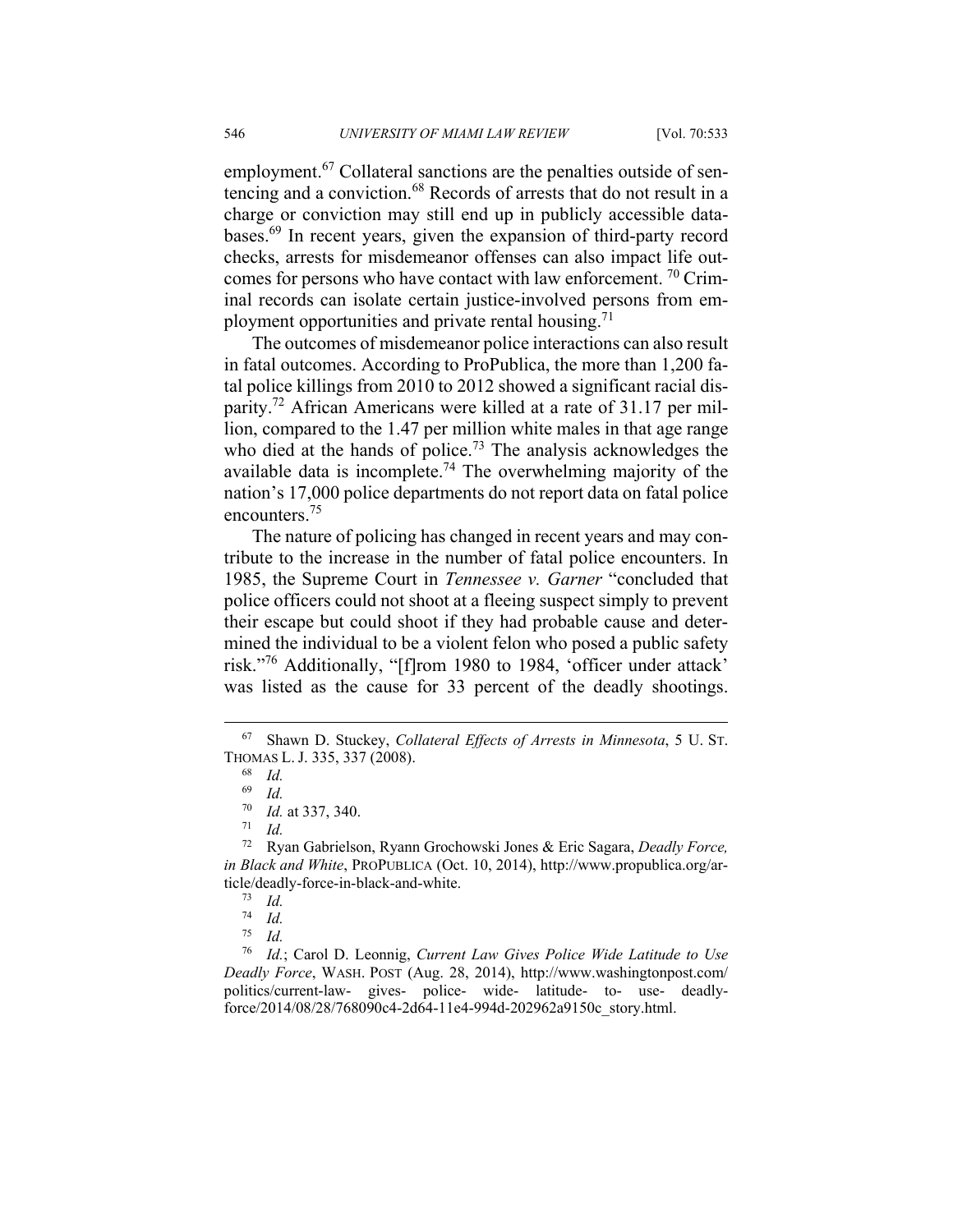employment.[67] Collateral sanctions are the penalties outside of sentencing and a conviction.[68] Records of arrests that do not result in a charge or conviction may still end up in publicly accessible databases.[69] In recent years, given the expansion of third-party record checks, arrests for misdemeanor offenses can also impact life outcomes for persons who have contact with law enforcement. [70] Criminal records can isolate certain justice-involved persons from employment opportunities and private rental housing.[71]

The outcomes of misdemeanor police interactions can also result in fatal outcomes. According to ProPublica, the more than 1,200 fatal police killings from 2010 to 2012 showed a significant racial disparity.[72] African Americans were killed at a rate of 31.17 per million, compared to the 1.47 per million white males in that age range who died at the hands of police.[73] The analysis acknowledges the available data is incomplete.[74] The overwhelming majority of the nation's 17,000 police departments do not report data on fatal police encounters.[75]

The nature of policing has changed in recent years and may contribute to the increase in the number of fatal police encounters. In 1985, the Supreme Court in *Tennessee v. Garner* "concluded that police officers could not shoot at a fleeing suspect simply to prevent their escape but could shoot if they had probable cause and determined the individual to be a violent felon who posed a public safety risk."[76] Additionally, "[f]rom 1980 to 1984, 'officer under attack' was listed as the cause for 33 percent of the deadly shootings.

---

[67] Shawn D. Stuckey, *Collateral Effects of Arrests in Minnesota*, 5 U. ST. THOMAS L. J. 335, 337 (2008).

[68] *Id.*

[69] *Id.*

[70] *Id.* at 337, 340.

[71] *Id.*

[72] Ryan Gabrielson, Ryann Grochowski Jones & Eric Sagara, *Deadly Force, in Black and White*, PROPUBLICA (Oct. 10, 2014), http://www.propublica.org/article/deadly-force-in-black-and-white.

[73] *Id.*

[74] *Id.*

[75] *Id.*

[76] *Id.*; Carol D. Leonnig, *Current Law Gives Police Wide Latitude to Use Deadly Force*, WASH. POST (Aug. 28, 2014), http://www.washingtonpost.com/politics/current-law- gives- police- wide- latitude- to- use- deadly-force/2014/08/28/768090c4-2d64-11e4-994d-202962a9150c_story.html.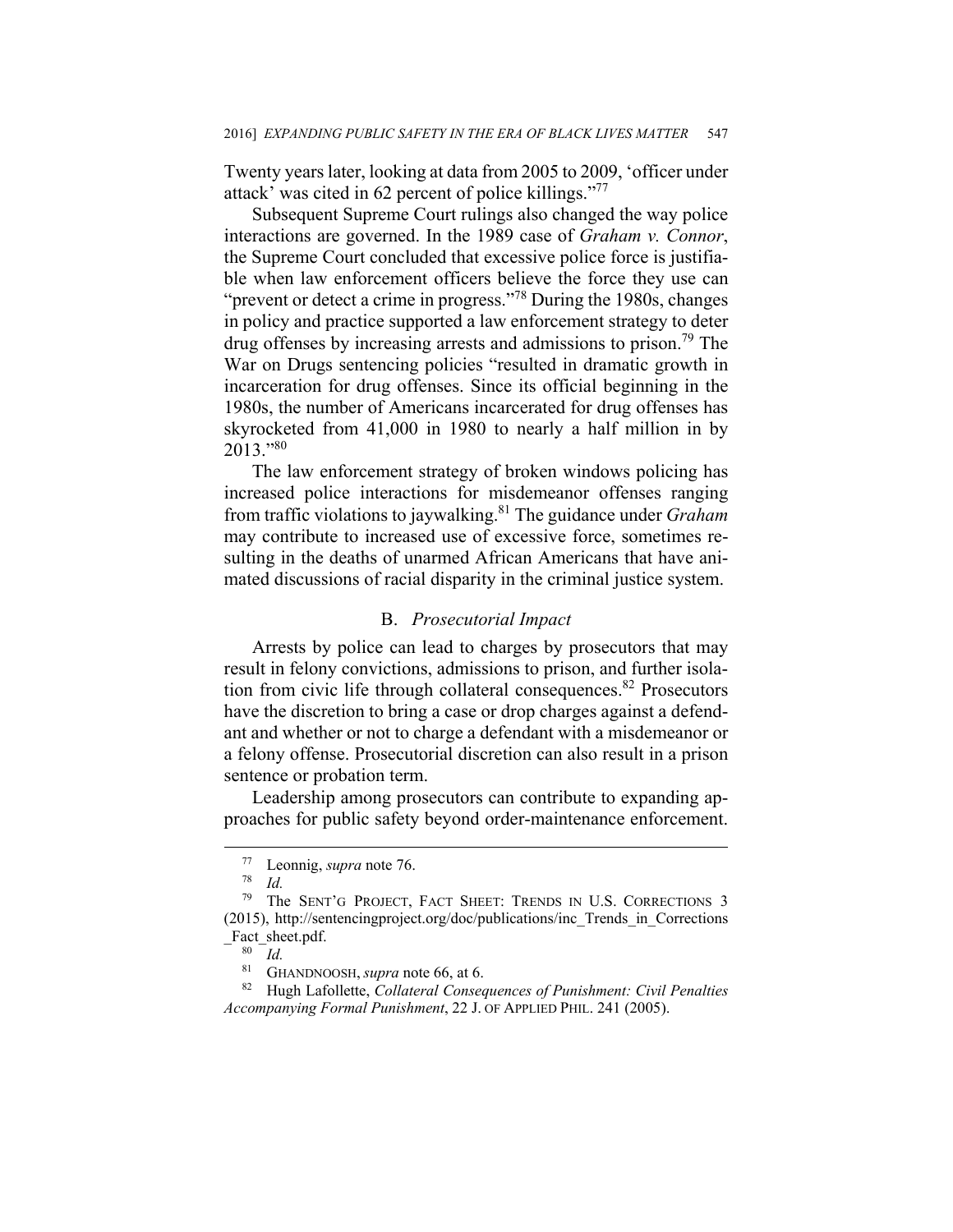Twenty years later, looking at data from 2005 to 2009, 'officer under attack' was cited in 62 percent of police killings."[77]

Subsequent Supreme Court rulings also changed the way police interactions are governed. In the 1989 case of *Graham v. Connor*, the Supreme Court concluded that excessive police force is justifiable when law enforcement officers believe the force they use can "prevent or detect a crime in progress."[78] During the 1980s, changes in policy and practice supported a law enforcement strategy to deter drug offenses by increasing arrests and admissions to prison.[79] The War on Drugs sentencing policies "resulted in dramatic growth in incarceration for drug offenses. Since its official beginning in the 1980s, the number of Americans incarcerated for drug offenses has skyrocketed from 41,000 in 1980 to nearly a half million in by 2013."[80]

The law enforcement strategy of broken windows policing has increased police interactions for misdemeanor offenses ranging from traffic violations to jaywalking.[81] The guidance under *Graham* may contribute to increased use of excessive force, sometimes resulting in the deaths of unarmed African Americans that have animated discussions of racial disparity in the criminal justice system.

### B. *Prosecutorial Impact*

Arrests by police can lead to charges by prosecutors that may result in felony convictions, admissions to prison, and further isolation from civic life through collateral consequences.[82] Prosecutors have the discretion to bring a case or drop charges against a defendant and whether or not to charge a defendant with a misdemeanor or a felony offense. Prosecutorial discretion can also result in a prison sentence or probation term.

Leadership among prosecutors can contribute to expanding approaches for public safety beyond order-maintenance enforcement.

---

[77] Leonnig, *supra* note 76.

[78] *Id.*

[79] The SENT'G PROJECT, FACT SHEET: TRENDS IN U.S. CORRECTIONS 3 (2015), http://sentencingproject.org/doc/publications/inc_Trends_in_Corrections_Fact_sheet.pdf.

[80] *Id.*

[81] GHANDNOOSH, *supra* note 66, at 6.

[82] Hugh Lafollette, *Collateral Consequences of Punishment: Civil Penalties Accompanying Formal Punishment*, 22 J. OF APPLIED PHIL. 241 (2005).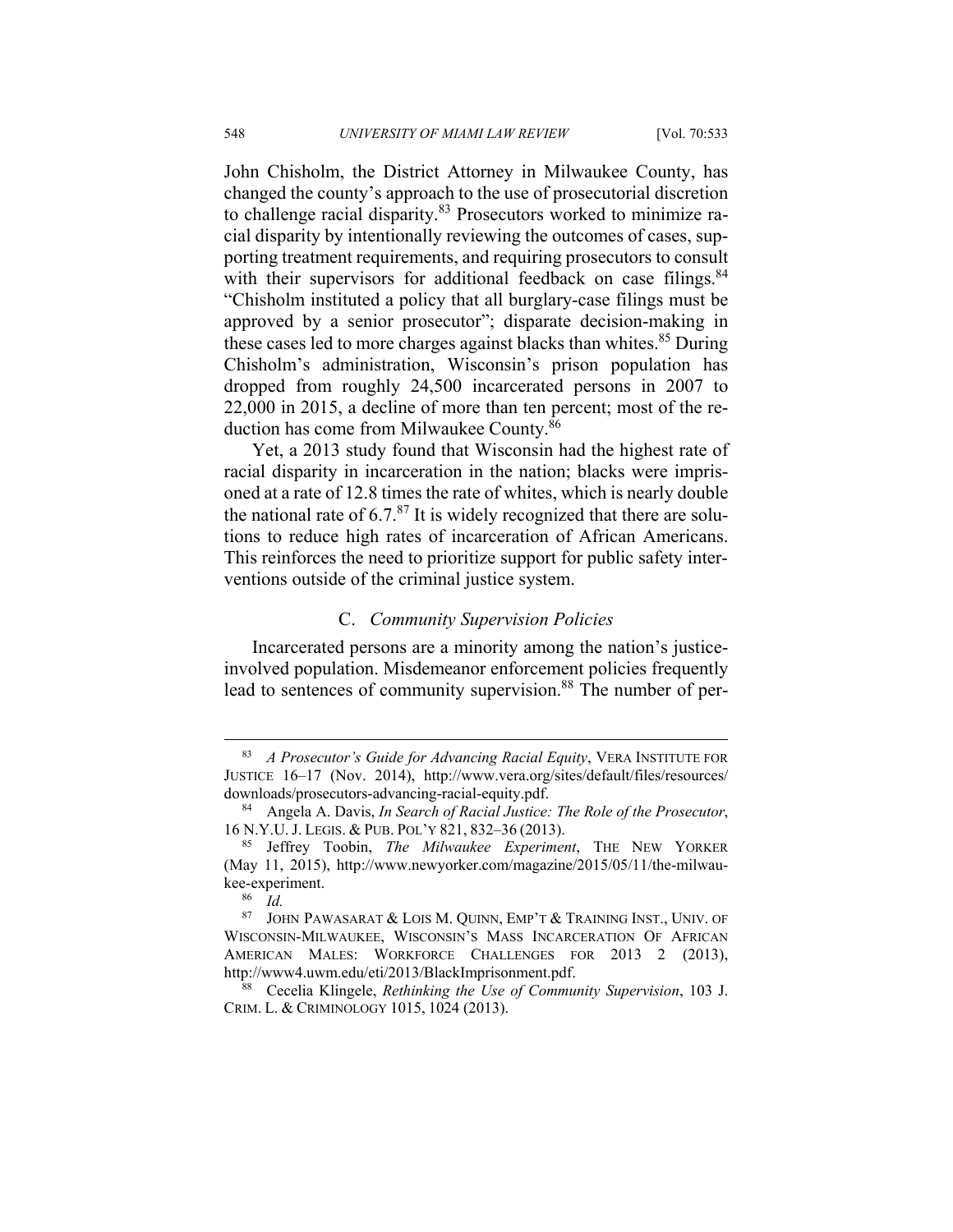John Chisholm, the District Attorney in Milwaukee County, has changed the county's approach to the use of prosecutorial discretion to challenge racial disparity.[83] Prosecutors worked to minimize racial disparity by intentionally reviewing the outcomes of cases, supporting treatment requirements, and requiring prosecutors to consult with their supervisors for additional feedback on case filings.[84] "Chisholm instituted a policy that all burglary-case filings must be approved by a senior prosecutor"; disparate decision-making in these cases led to more charges against blacks than whites.[85] During Chisholm's administration, Wisconsin's prison population has dropped from roughly 24,500 incarcerated persons in 2007 to 22,000 in 2015, a decline of more than ten percent; most of the reduction has come from Milwaukee County.[86]

Yet, a 2013 study found that Wisconsin had the highest rate of racial disparity in incarceration in the nation; blacks were imprisoned at a rate of 12.8 times the rate of whites, which is nearly double the national rate of 6.7.[87] It is widely recognized that there are solutions to reduce high rates of incarceration of African Americans. This reinforces the need to prioritize support for public safety interventions outside of the criminal justice system.

### C. *Community Supervision Policies*

Incarcerated persons are a minority among the nation's justice-involved population. Misdemeanor enforcement policies frequently lead to sentences of community supervision.[88] The number of per-

---

[83] *A Prosecutor's Guide for Advancing Racial Equity*, VERA INSTITUTE FOR JUSTICE 16–17 (Nov. 2014), http://www.vera.org/sites/default/files/resources/downloads/prosecutors-advancing-racial-equity.pdf.

[84] Angela A. Davis, *In Search of Racial Justice: The Role of the Prosecutor*, 16 N.Y.U. J. LEGIS. & PUB. POL'Y 821, 832–36 (2013).

[85] Jeffrey Toobin, *The Milwaukee Experiment*, THE NEW YORKER (May 11, 2015), http://www.newyorker.com/magazine/2015/05/11/the-milwaukee-experiment.

[86] *Id.*

[87] JOHN PAWASARAT & LOIS M. QUINN, EMP'T & TRAINING INST., UNIV. OF WISCONSIN-MILWAUKEE, WISCONSIN'S MASS INCARCERATION OF AFRICAN AMERICAN MALES: WORKFORCE CHALLENGES FOR 2013 2 (2013), http://www4.uwm.edu/eti/2013/BlackImprisonment.pdf.

[88] Cecelia Klingele, *Rethinking the Use of Community Supervision*, 103 J. CRIM. L. & CRIMINOLOGY 1015, 1024 (2013).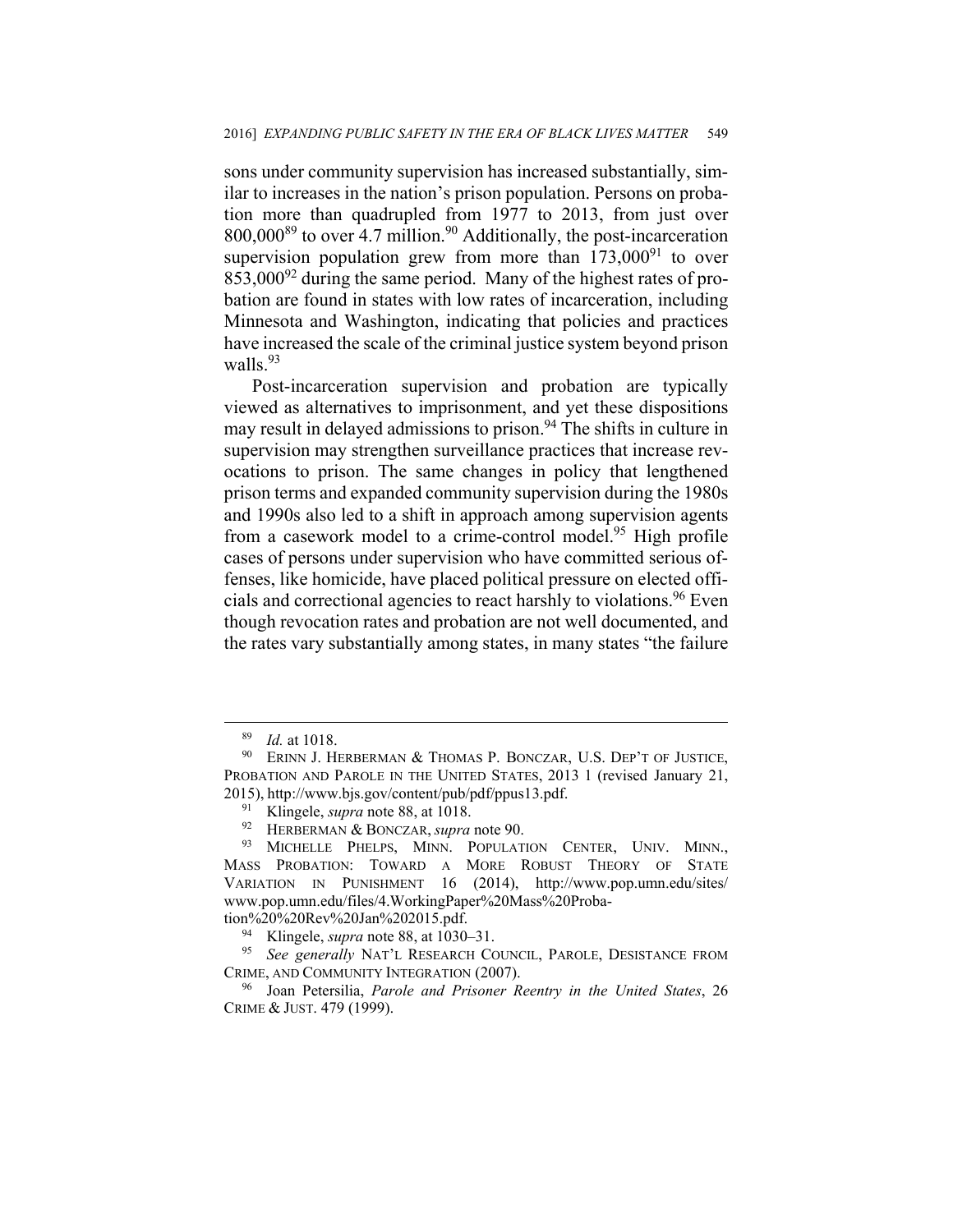sons under community supervision has increased substantially, similar to increases in the nation's prison population. Persons on probation more than quadrupled from 1977 to 2013, from just over 800,000[89] to over 4.7 million.[90] Additionally, the post-incarceration supervision population grew from more than 173,000[91] to over 853,000[92] during the same period. Many of the highest rates of probation are found in states with low rates of incarceration, including Minnesota and Washington, indicating that policies and practices have increased the scale of the criminal justice system beyond prison walls.[93]

Post-incarceration supervision and probation are typically viewed as alternatives to imprisonment, and yet these dispositions may result in delayed admissions to prison.[94] The shifts in culture in supervision may strengthen surveillance practices that increase revocations to prison. The same changes in policy that lengthened prison terms and expanded community supervision during the 1980s and 1990s also led to a shift in approach among supervision agents from a casework model to a crime-control model.[95] High profile cases of persons under supervision who have committed serious offenses, like homicide, have placed political pressure on elected officials and correctional agencies to react harshly to violations.[96] Even though revocation rates and probation are not well documented, and the rates vary substantially among states, in many states "the failure

---

[89] *Id.* at 1018.

[90] ERINN J. HERBERMAN & THOMAS P. BONCZAR, U.S. DEP'T OF JUSTICE, PROBATION AND PAROLE IN THE UNITED STATES, 2013 1 (revised January 21, 2015), http://www.bjs.gov/content/pub/pdf/ppus13.pdf.

[91] Klingele, *supra* note 88, at 1018.

[92] HERBERMAN & BONCZAR, *supra* note 90.

[93] MICHELLE PHELPS, MINN. POPULATION CENTER, UNIV. MINN., MASS PROBATION: TOWARD A MORE ROBUST THEORY OF STATE VARIATION IN PUNISHMENT 16 (2014), http://www.pop.umn.edu/sites/www.pop.umn.edu/files/4.WorkingPaper%20Mass%20Probation%20%20Rev%20Jan%202015.pdf.

[94] Klingele, *supra* note 88, at 1030–31.

[95] *See generally* NAT'L RESEARCH COUNCIL, PAROLE, DESISTANCE FROM CRIME, AND COMMUNITY INTEGRATION (2007).

[96] Joan Petersilia, *Parole and Prisoner Reentry in the United States*, 26 CRIME & JUST. 479 (1999).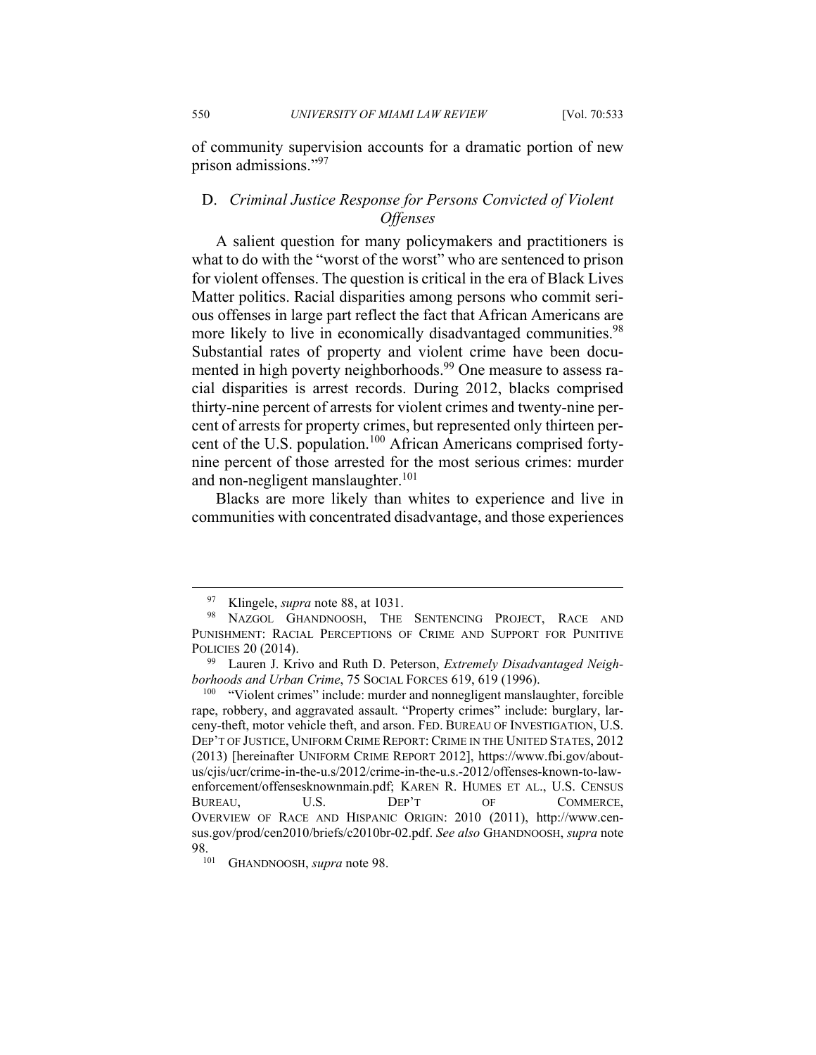of community supervision accounts for a dramatic portion of new prison admissions."[97]

### D. *Criminal Justice Response for Persons Convicted of Violent Offenses*

A salient question for many policymakers and practitioners is what to do with the "worst of the worst" who are sentenced to prison for violent offenses. The question is critical in the era of Black Lives Matter politics. Racial disparities among persons who commit serious offenses in large part reflect the fact that African Americans are more likely to live in economically disadvantaged communities.[98] Substantial rates of property and violent crime have been documented in high poverty neighborhoods.[99] One measure to assess racial disparities is arrest records. During 2012, blacks comprised thirty-nine percent of arrests for violent crimes and twenty-nine percent of arrests for property crimes, but represented only thirteen percent of the U.S. population.[100] African Americans comprised forty-nine percent of those arrested for the most serious crimes: murder and non-negligent manslaughter.[101]

Blacks are more likely than whites to experience and live in communities with concentrated disadvantage, and those experiences

---

[97] Klingele, *supra* note 88, at 1031.

[98] NAZGOL GHANDNOOSH, THE SENTENCING PROJECT, RACE AND PUNISHMENT: RACIAL PERCEPTIONS OF CRIME AND SUPPORT FOR PUNITIVE POLICIES 20 (2014).

[99] Lauren J. Krivo and Ruth D. Peterson, *Extremely Disadvantaged Neighborhoods and Urban Crime*, 75 SOCIAL FORCES 619, 619 (1996).

[100] "Violent crimes" include: murder and nonnegligent manslaughter, forcible rape, robbery, and aggravated assault. "Property crimes" include: burglary, larceny-theft, motor vehicle theft, and arson. FED. BUREAU OF INVESTIGATION, U.S. DEP'T OF JUSTICE, UNIFORM CRIME REPORT: CRIME IN THE UNITED STATES, 2012 (2013) [hereinafter UNIFORM CRIME REPORT 2012], https://www.fbi.gov/about-us/cjis/ucr/crime-in-the-u.s/2012/crime-in-the-u.s.-2012/offenses-known-to-law-enforcement/offensesknownmain.pdf; KAREN R. HUMES ET AL., U.S. CENSUS BUREAU, U.S. DEP'T OF COMMERCE, OVERVIEW OF RACE AND HISPANIC ORIGIN: 2010 (2011), http://www.census.gov/prod/cen2010/briefs/c2010br-02.pdf. *See also* GHANDNOOSH, *supra* note 98.

[101] GHANDNOOSH, *supra* note 98.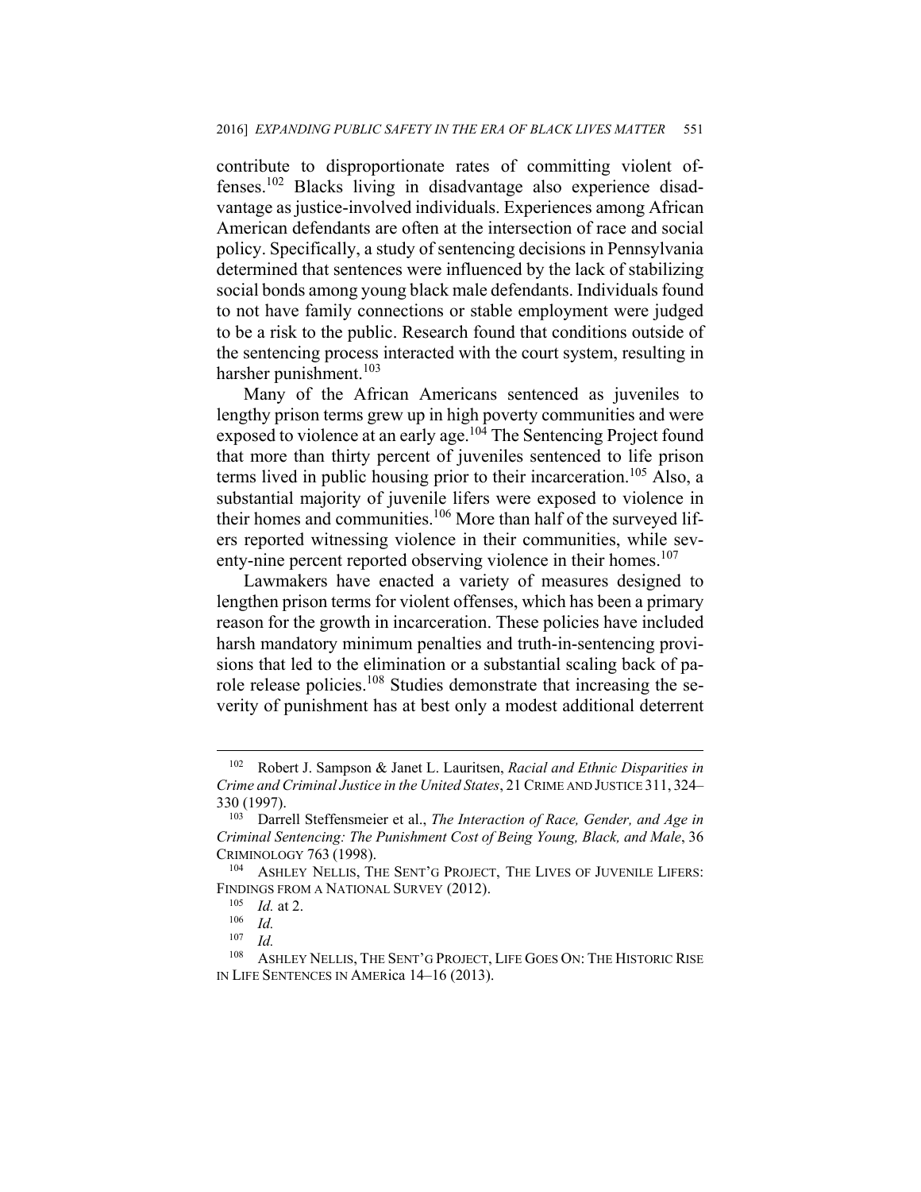contribute to disproportionate rates of committing violent offenses.[102] Blacks living in disadvantage also experience disadvantage as justice-involved individuals. Experiences among African American defendants are often at the intersection of race and social policy. Specifically, a study of sentencing decisions in Pennsylvania determined that sentences were influenced by the lack of stabilizing social bonds among young black male defendants. Individuals found to not have family connections or stable employment were judged to be a risk to the public. Research found that conditions outside of the sentencing process interacted with the court system, resulting in harsher punishment.[103]

Many of the African Americans sentenced as juveniles to lengthy prison terms grew up in high poverty communities and were exposed to violence at an early age.[104] The Sentencing Project found that more than thirty percent of juveniles sentenced to life prison terms lived in public housing prior to their incarceration.[105] Also, a substantial majority of juvenile lifers were exposed to violence in their homes and communities.[106] More than half of the surveyed lifers reported witnessing violence in their communities, while seventy-nine percent reported observing violence in their homes.[107]

Lawmakers have enacted a variety of measures designed to lengthen prison terms for violent offenses, which has been a primary reason for the growth in incarceration. These policies have included harsh mandatory minimum penalties and truth-in-sentencing provisions that led to the elimination or a substantial scaling back of parole release policies.[108] Studies demonstrate that increasing the severity of punishment has at best only a modest additional deterrent

---

[102] Robert J. Sampson & Janet L. Lauritsen, *Racial and Ethnic Disparities in Crime and Criminal Justice in the United States*, 21 CRIME AND JUSTICE 311, 324–330 (1997).

[103] Darrell Steffensmeier et al., *The Interaction of Race, Gender, and Age in Criminal Sentencing: The Punishment Cost of Being Young, Black, and Male*, 36 CRIMINOLOGY 763 (1998).

[104] ASHLEY NELLIS, THE SENT'G PROJECT, THE LIVES OF JUVENILE LIFERS: FINDINGS FROM A NATIONAL SURVEY (2012).

[105] *Id.* at 2.

[106] *Id.*

[107] *Id.*

[108] ASHLEY NELLIS, THE SENT'G PROJECT, LIFE GOES ON: THE HISTORIC RISE IN LIFE SENTENCES IN AMERica 14–16 (2013).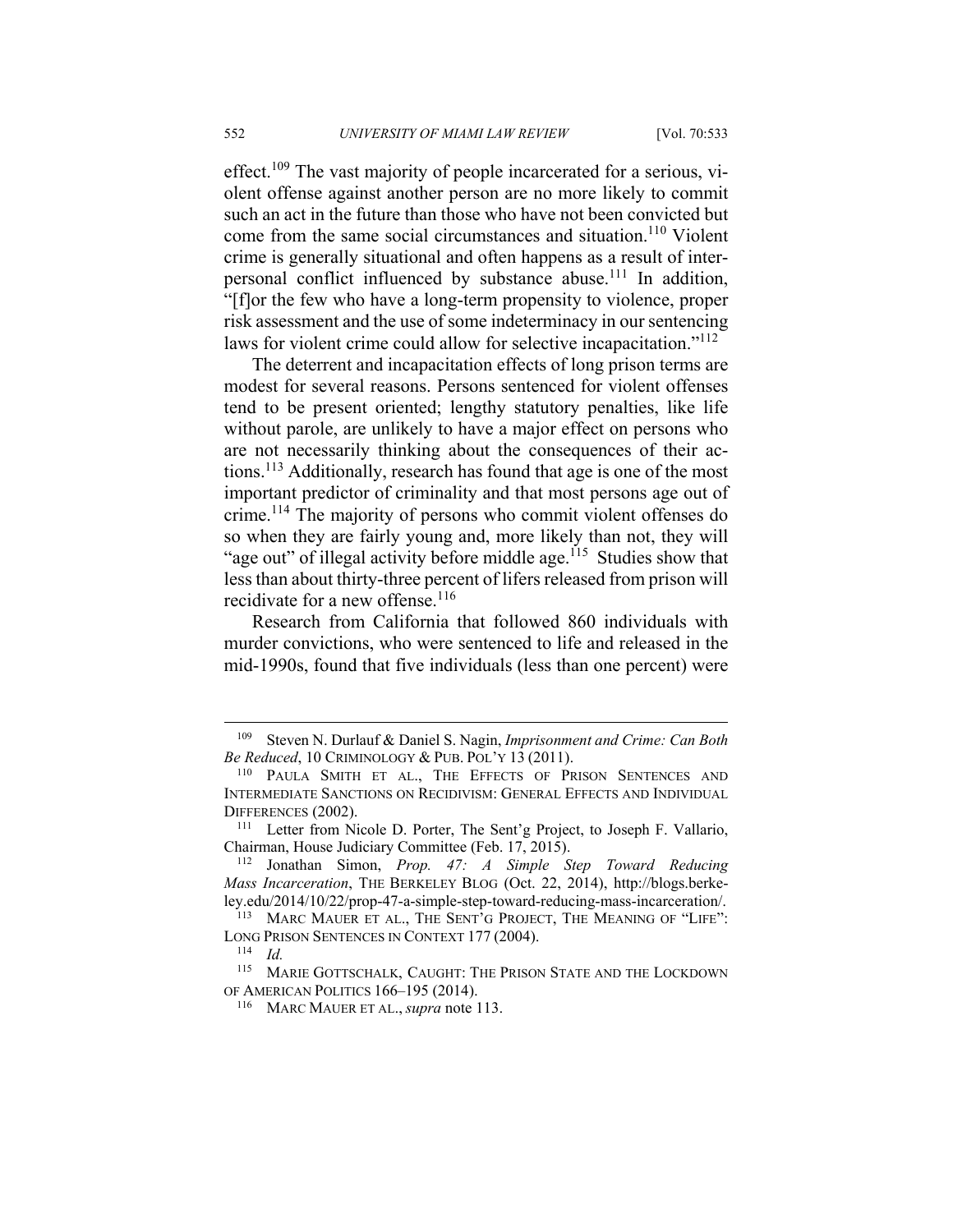effect.[109] The vast majority of people incarcerated for a serious, violent offense against another person are no more likely to commit such an act in the future than those who have not been convicted but come from the same social circumstances and situation.[110] Violent crime is generally situational and often happens as a result of interpersonal conflict influenced by substance abuse.[111] In addition, "[f]or the few who have a long-term propensity to violence, proper risk assessment and the use of some indeterminacy in our sentencing laws for violent crime could allow for selective incapacitation."[112]

The deterrent and incapacitation effects of long prison terms are modest for several reasons. Persons sentenced for violent offenses tend to be present oriented; lengthy statutory penalties, like life without parole, are unlikely to have a major effect on persons who are not necessarily thinking about the consequences of their actions.[113] Additionally, research has found that age is one of the most important predictor of criminality and that most persons age out of crime.[114] The majority of persons who commit violent offenses do so when they are fairly young and, more likely than not, they will "age out" of illegal activity before middle age.[115] Studies show that less than about thirty-three percent of lifers released from prison will recidivate for a new offense.[116]

Research from California that followed 860 individuals with murder convictions, who were sentenced to life and released in the mid-1990s, found that five individuals (less than one percent) were

---

[109] Steven N. Durlauf & Daniel S. Nagin, *Imprisonment and Crime: Can Both Be Reduced*, 10 CRIMINOLOGY & PUB. POL'Y 13 (2011).

[110] PAULA SMITH ET AL., THE EFFECTS OF PRISON SENTENCES AND INTERMEDIATE SANCTIONS ON RECIDIVISM: GENERAL EFFECTS AND INDIVIDUAL DIFFERENCES (2002).

[111] Letter from Nicole D. Porter, The Sent'g Project, to Joseph F. Vallario, Chairman, House Judiciary Committee (Feb. 17, 2015).

[112] Jonathan Simon, *Prop. 47: A Simple Step Toward Reducing Mass Incarceration*, THE BERKELEY BLOG (Oct. 22, 2014), http://blogs.berkeley.edu/2014/10/22/prop-47-a-simple-step-toward-reducing-mass-incarceration/.

[113] MARC MAUER ET AL., THE SENT'G PROJECT, THE MEANING OF "LIFE": LONG PRISON SENTENCES IN CONTEXT 177 (2004).

[114] *Id.*

[115] MARIE GOTTSCHALK, CAUGHT: THE PRISON STATE AND THE LOCKDOWN OF AMERICAN POLITICS 166–195 (2014).

[116] MARC MAUER ET AL., *supra* note 113.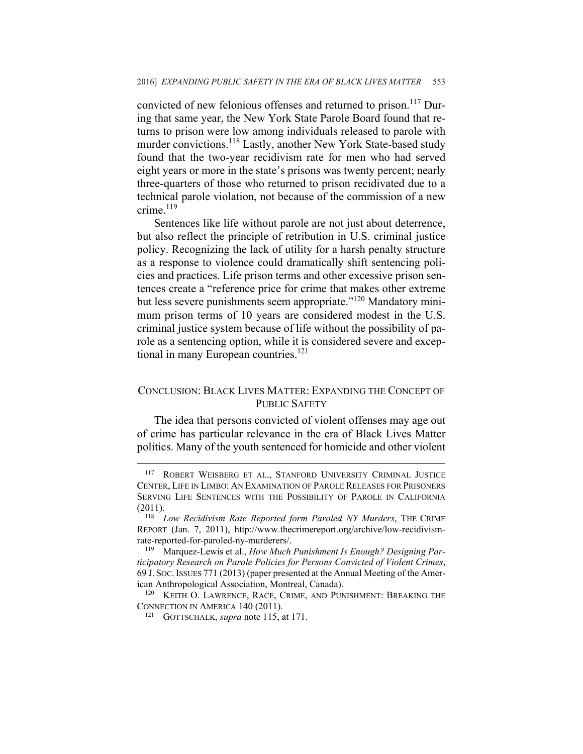convicted of new felonious offenses and returned to prison.[117] During that same year, the New York State Parole Board found that returns to prison were low among individuals released to parole with murder convictions.[118] Lastly, another New York State-based study found that the two-year recidivism rate for men who had served eight years or more in the state's prisons was twenty percent; nearly three-quarters of those who returned to prison recidivated due to a technical parole violation, not because of the commission of a new crime.[119]

Sentences like life without parole are not just about deterrence, but also reflect the principle of retribution in U.S. criminal justice policy. Recognizing the lack of utility for a harsh penalty structure as a response to violence could dramatically shift sentencing policies and practices. Life prison terms and other excessive prison sentences create a "reference price for crime that makes other extreme but less severe punishments seem appropriate."[120] Mandatory minimum prison terms of 10 years are considered modest in the U.S. criminal justice system because of life without the possibility of parole as a sentencing option, while it is considered severe and exceptional in many European countries.[121]

## CONCLUSION: BLACK LIVES MATTER: EXPANDING THE CONCEPT OF PUBLIC SAFETY

The idea that persons convicted of violent offenses may age out of crime has particular relevance in the era of Black Lives Matter politics. Many of the youth sentenced for homicide and other violent

---

[117] ROBERT WEISBERG ET AL., STANFORD UNIVERSITY CRIMINAL JUSTICE CENTER, LIFE IN LIMBO: AN EXAMINATION OF PAROLE RELEASES FOR PRISONERS SERVING LIFE SENTENCES WITH THE POSSIBILITY OF PAROLE IN CALIFORNIA (2011).

[118] *Low Recidivism Rate Reported form Paroled NY Murders*, THE CRIME REPORT (Jan. 7, 2011), http://www.thecrimereport.org/archive/low-recidivism-rate-reported-for-paroled-ny-murderers/.

[119] Marquez-Lewis et al., *How Much Punishment Is Enough? Designing Participatory Research on Parole Policies for Persons Convicted of Violent Crimes*, 69 J. SOC. ISSUES 771 (2013) (paper presented at the Annual Meeting of the American Anthropological Association, Montreal, Canada).

[120] KEITH O. LAWRENCE, RACE, CRIME, AND PUNISHMENT: BREAKING THE CONNECTION IN AMERICA 140 (2011).

[121] GOTTSCHALK, *supra* note 115, at 171.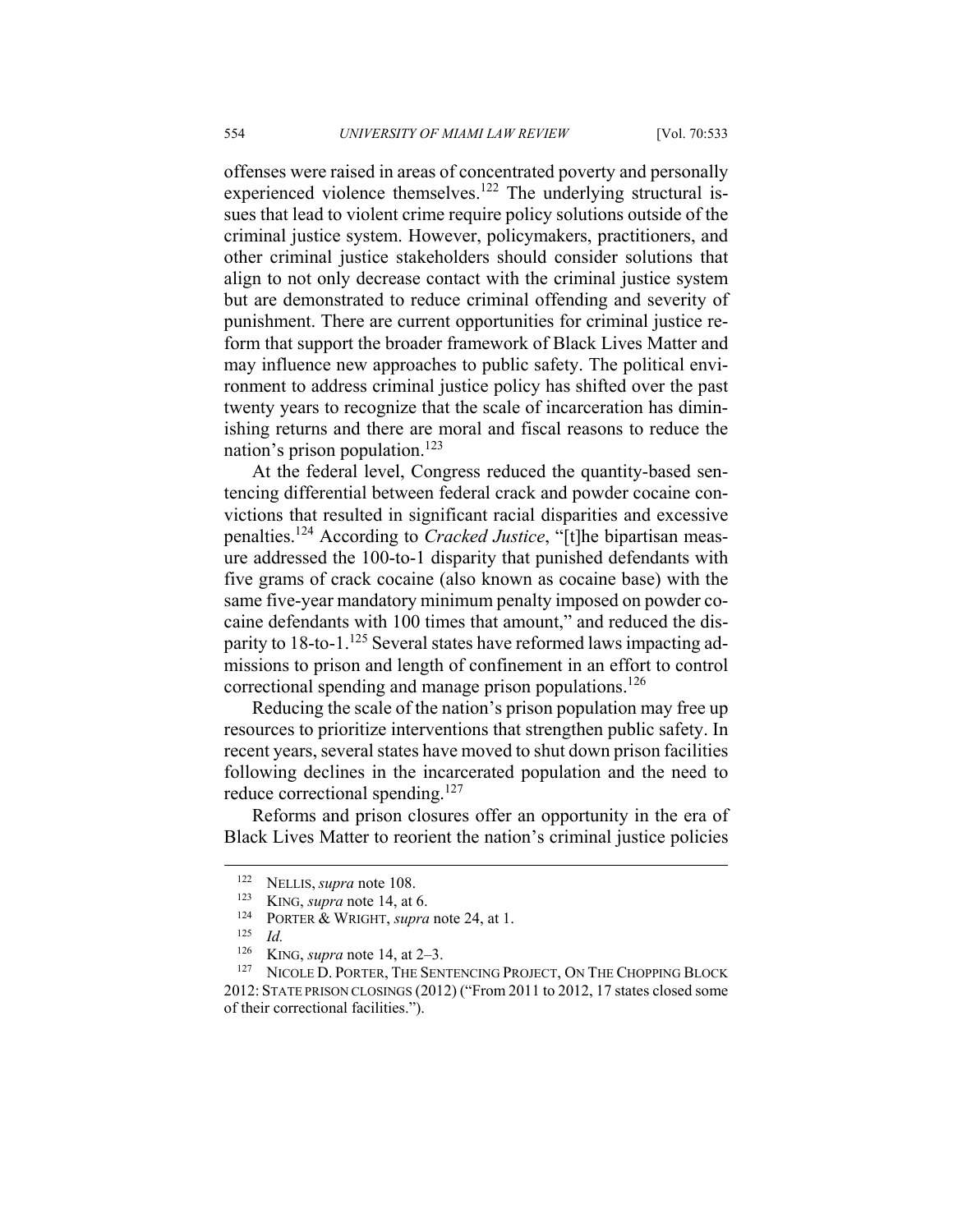offenses were raised in areas of concentrated poverty and personally experienced violence themselves.[122] The underlying structural issues that lead to violent crime require policy solutions outside of the criminal justice system. However, policymakers, practitioners, and other criminal justice stakeholders should consider solutions that align to not only decrease contact with the criminal justice system but are demonstrated to reduce criminal offending and severity of punishment. There are current opportunities for criminal justice reform that support the broader framework of Black Lives Matter and may influence new approaches to public safety. The political environment to address criminal justice policy has shifted over the past twenty years to recognize that the scale of incarceration has diminishing returns and there are moral and fiscal reasons to reduce the nation's prison population.[123]

At the federal level, Congress reduced the quantity-based sentencing differential between federal crack and powder cocaine convictions that resulted in significant racial disparities and excessive penalties.[124] According to *Cracked Justice*, "[t]he bipartisan measure addressed the 100-to-1 disparity that punished defendants with five grams of crack cocaine (also known as cocaine base) with the same five-year mandatory minimum penalty imposed on powder cocaine defendants with 100 times that amount," and reduced the disparity to 18-to-1.[125] Several states have reformed laws impacting admissions to prison and length of confinement in an effort to control correctional spending and manage prison populations.[126]

Reducing the scale of the nation's prison population may free up resources to prioritize interventions that strengthen public safety. In recent years, several states have moved to shut down prison facilities following declines in the incarcerated population and the need to reduce correctional spending.[127]

Reforms and prison closures offer an opportunity in the era of Black Lives Matter to reorient the nation's criminal justice policies

---

[122] NELLIS, *supra* note 108.

[123] KING, *supra* note 14, at 6.

[124] PORTER & WRIGHT, *supra* note 24, at 1.

[125] *Id.*

[126] KING, *supra* note 14, at 2–3.

[127] NICOLE D. PORTER, THE SENTENCING PROJECT, ON THE CHOPPING BLOCK 2012: STATE PRISON CLOSINGS (2012) ("From 2011 to 2012, 17 states closed some of their correctional facilities.").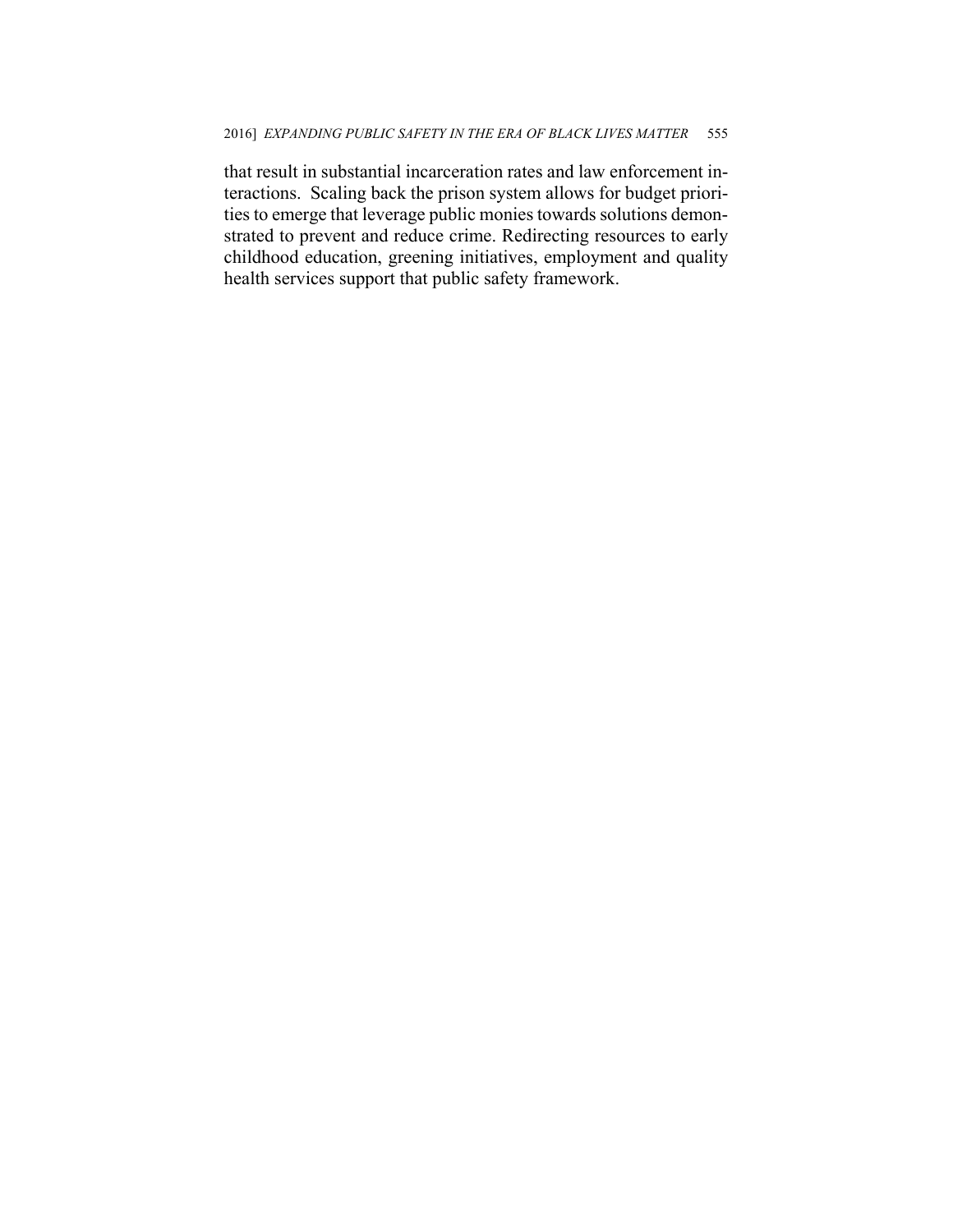that result in substantial incarceration rates and law enforcement interactions. Scaling back the prison system allows for budget priorities to emerge that leverage public monies towards solutions demonstrated to prevent and reduce crime. Redirecting resources to early childhood education, greening initiatives, employment and quality health services support that public safety framework.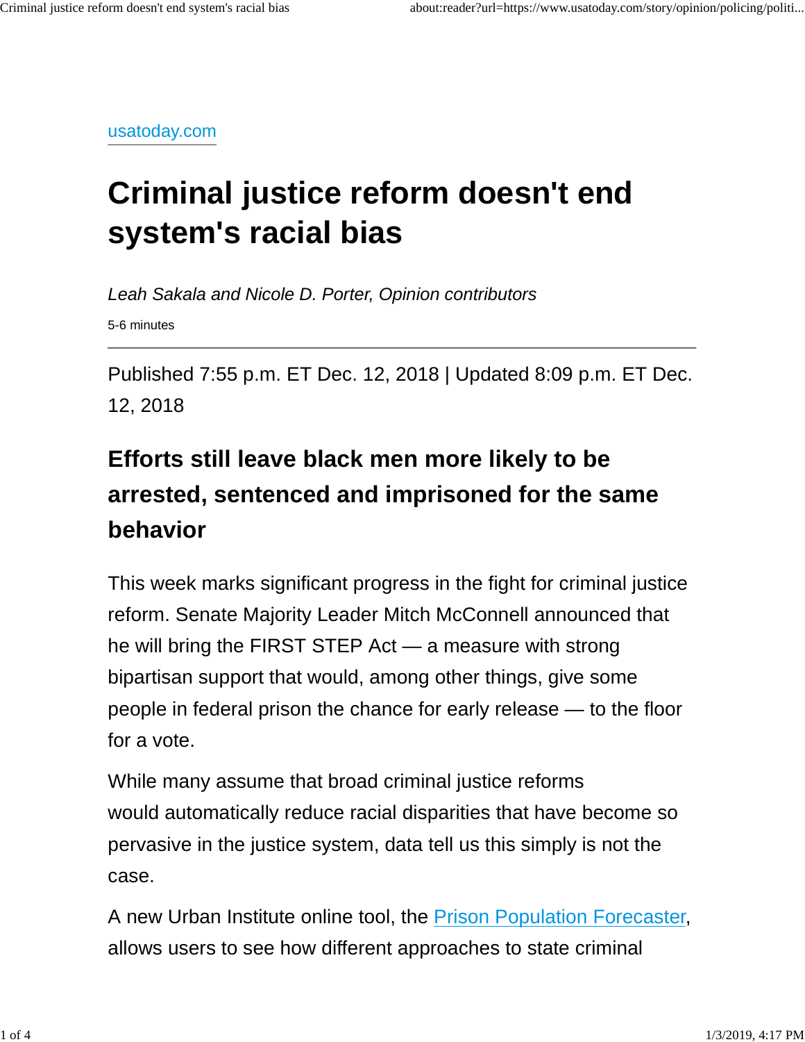usatoday.com

# Criminal justice reform doesn't end system's racial bias

*Leah Sakala and Nicole D. Porter, Opinion contributors*

5-6 minutes

---

Published 7:55 p.m. ET Dec. 12, 2018 | Updated 8:09 p.m. ET Dec. 12, 2018

## Efforts still leave black men more likely to be arrested, sentenced and imprisoned for the same behavior

This week marks significant progress in the fight for criminal justice reform. Senate Majority Leader Mitch McConnell announced that he will bring the FIRST STEP Act — a measure with strong bipartisan support that would, among other things, give some people in federal prison the chance for early release — to the floor for a vote.

While many assume that broad criminal justice reforms would automatically reduce racial disparities that have become so pervasive in the justice system, data tell us this simply is not the case.

A new Urban Institute online tool, the [Prison Population Forecaster](), allows users to see how different approaches to state criminal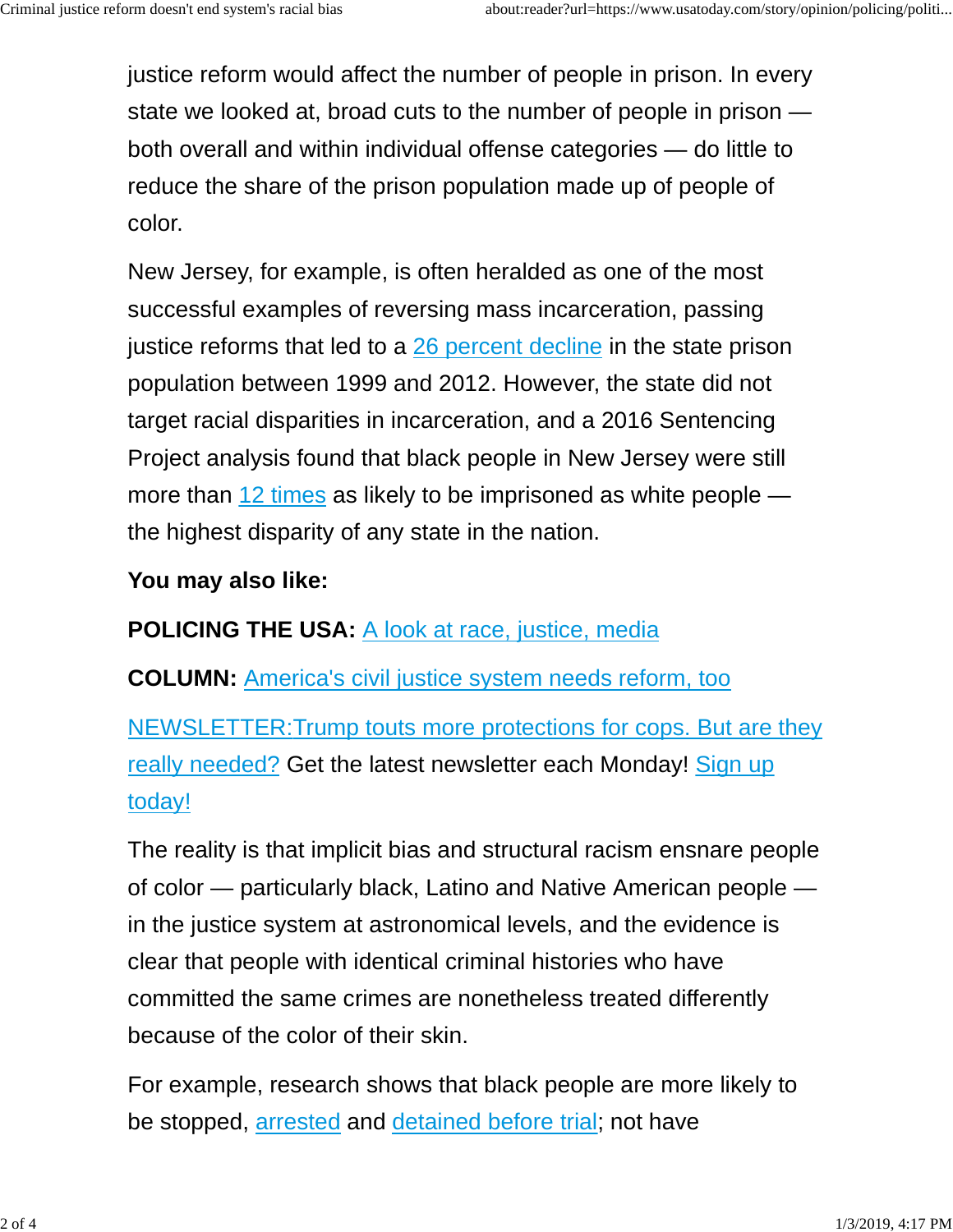justice reform would affect the number of people in prison. In every state we looked at, broad cuts to the number of people in prison — both overall and within individual offense categories — do little to reduce the share of the prison population made up of people of color.

New Jersey, for example, is often heralded as one of the most successful examples of reversing mass incarceration, passing justice reforms that led to a 26 percent decline in the state prison population between 1999 and 2012. However, the state did not target racial disparities in incarceration, and a 2016 Sentencing Project analysis found that black people in New Jersey were still more than 12 times as likely to be imprisoned as white people — the highest disparity of any state in the nation.

**You may also like:**

**POLICING THE USA:** A look at race, justice, media

**COLUMN:** America's civil justice system needs reform, too

NEWSLETTER:Trump touts more protections for cops. But are they really needed? Get the latest newsletter each Monday! Sign up today!

The reality is that implicit bias and structural racism ensnare people of color — particularly black, Latino and Native American people — in the justice system at astronomical levels, and the evidence is clear that people with identical criminal histories who have committed the same crimes are nonetheless treated differently because of the color of their skin.

For example, research shows that black people are more likely to be stopped, arrested and detained before trial; not have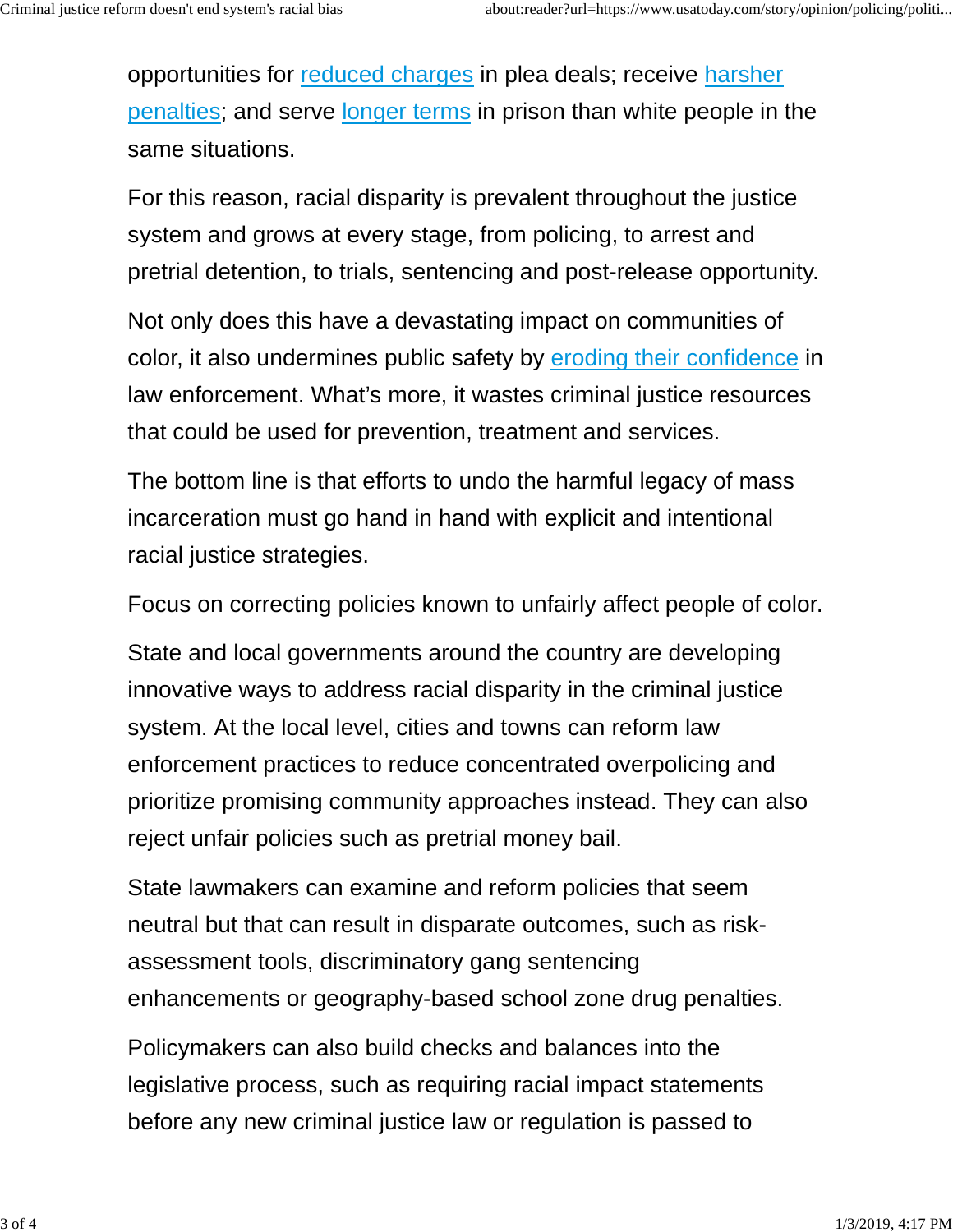opportunities for reduced charges in plea deals; receive harsher penalties; and serve longer terms in prison than white people in the same situations.

For this reason, racial disparity is prevalent throughout the justice system and grows at every stage, from policing, to arrest and pretrial detention, to trials, sentencing and post-release opportunity.

Not only does this have a devastating impact on communities of color, it also undermines public safety by eroding their confidence in law enforcement. What's more, it wastes criminal justice resources that could be used for prevention, treatment and services.

The bottom line is that efforts to undo the harmful legacy of mass incarceration must go hand in hand with explicit and intentional racial justice strategies.

Focus on correcting policies known to unfairly affect people of color.

State and local governments around the country are developing innovative ways to address racial disparity in the criminal justice system. At the local level, cities and towns can reform law enforcement practices to reduce concentrated overpolicing and prioritize promising community approaches instead. They can also reject unfair policies such as pretrial money bail.

State lawmakers can examine and reform policies that seem neutral but that can result in disparate outcomes, such as risk-assessment tools, discriminatory gang sentencing enhancements or geography-based school zone drug penalties.

Policymakers can also build checks and balances into the legislative process, such as requiring racial impact statements before any new criminal justice law or regulation is passed to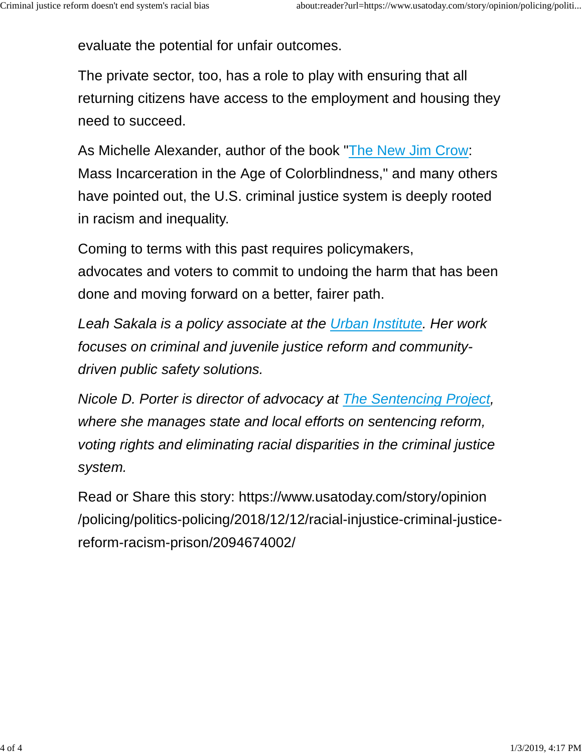evaluate the potential for unfair outcomes.

The private sector, too, has a role to play with ensuring that all returning citizens have access to the employment and housing they need to succeed.

As Michelle Alexander, author of the book "The New Jim Crow: Mass Incarceration in the Age of Colorblindness," and many others have pointed out, the U.S. criminal justice system is deeply rooted in racism and inequality.

Coming to terms with this past requires policymakers, advocates and voters to commit to undoing the harm that has been done and moving forward on a better, fairer path.

*Leah Sakala is a policy associate at the Urban Institute. Her work focuses on criminal and juvenile justice reform and community-driven public safety solutions.*

*Nicole D. Porter is director of advocacy at The Sentencing Project, where she manages state and local efforts on sentencing reform, voting rights and eliminating racial disparities in the criminal justice system.*

Read or Share this story: https://www.usatoday.com/story/opinion/policing/politics-policing/2018/12/12/racial-injustice-criminal-justice-reform-racism-prison/2094674002/